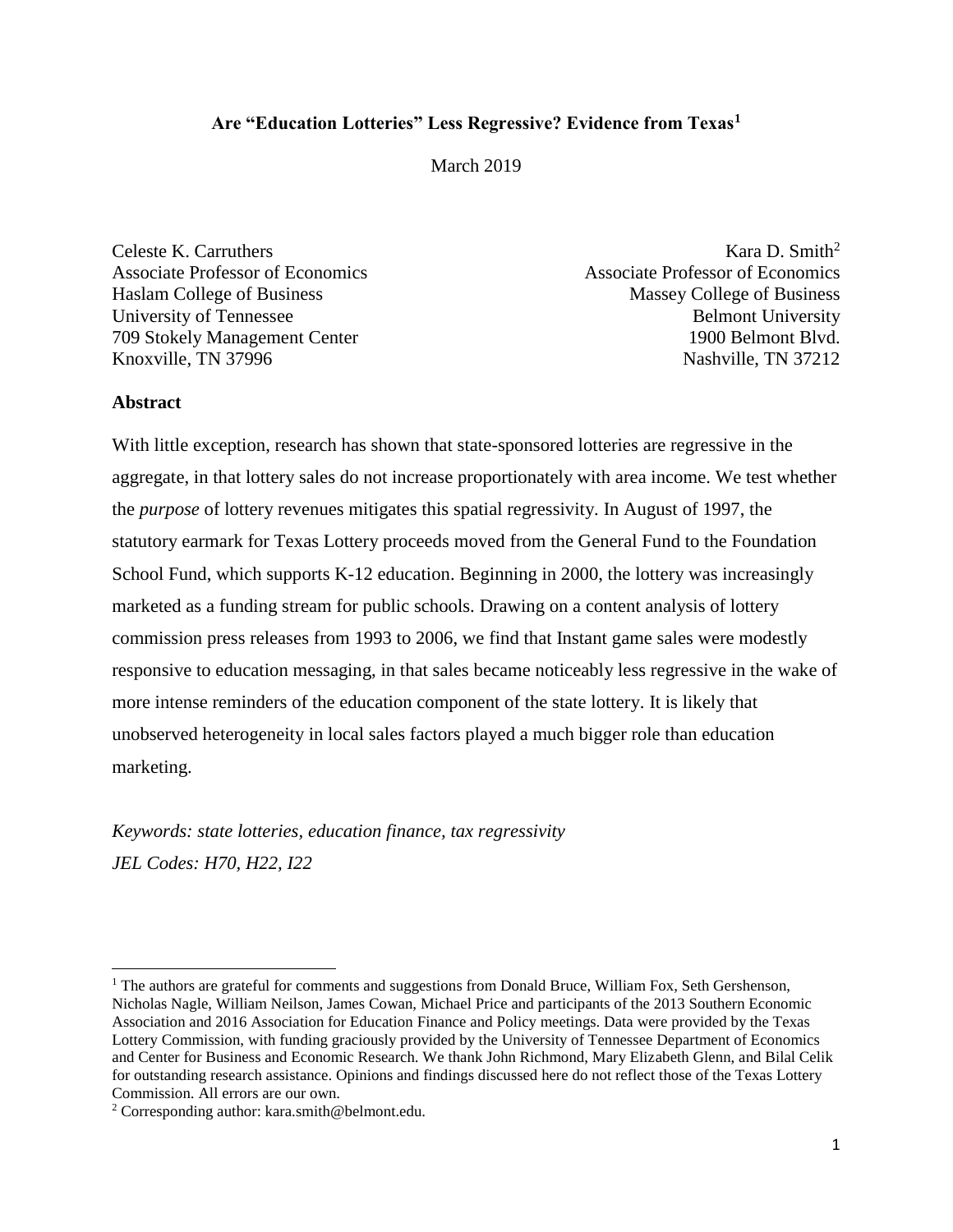# Are "Education Lotteries" Less Regressive? Evidence from Texas[1]

March 2019

Celeste K. Carruthers
Associate Professor of Economics
Haslam College of Business
University of Tennessee
709 Stokely Management Center
Knoxville, TN 37996

Kara D. Smith[2]
Associate Professor of Economics
Massey College of Business
Belmont University
1900 Belmont Blvd.
Nashville, TN 37212

## Abstract

With little exception, research has shown that state-sponsored lotteries are regressive in the aggregate, in that lottery sales do not increase proportionately with area income. We test whether the *purpose* of lottery revenues mitigates this spatial regressivity. In August of 1997, the statutory earmark for Texas Lottery proceeds moved from the General Fund to the Foundation School Fund, which supports K-12 education. Beginning in 2000, the lottery was increasingly marketed as a funding stream for public schools. Drawing on a content analysis of lottery commission press releases from 1993 to 2006, we find that Instant game sales were modestly responsive to education messaging, in that sales became noticeably less regressive in the wake of more intense reminders of the education component of the state lottery. It is likely that unobserved heterogeneity in local sales factors played a much bigger role than education marketing.

*Keywords: state lotteries, education finance, tax regressivity*
*JEL Codes: H70, H22, I22*

---

[1] The authors are grateful for comments and suggestions from Donald Bruce, William Fox, Seth Gershenson, Nicholas Nagle, William Neilson, James Cowan, Michael Price and participants of the 2013 Southern Economic Association and 2016 Association for Education Finance and Policy meetings. Data were provided by the Texas Lottery Commission, with funding graciously provided by the University of Tennessee Department of Economics and Center for Business and Economic Research. We thank John Richmond, Mary Elizabeth Glenn, and Bilal Celik for outstanding research assistance. Opinions and findings discussed here do not reflect those of the Texas Lottery Commission. All errors are our own.

[2] Corresponding author: kara.smith@belmont.edu.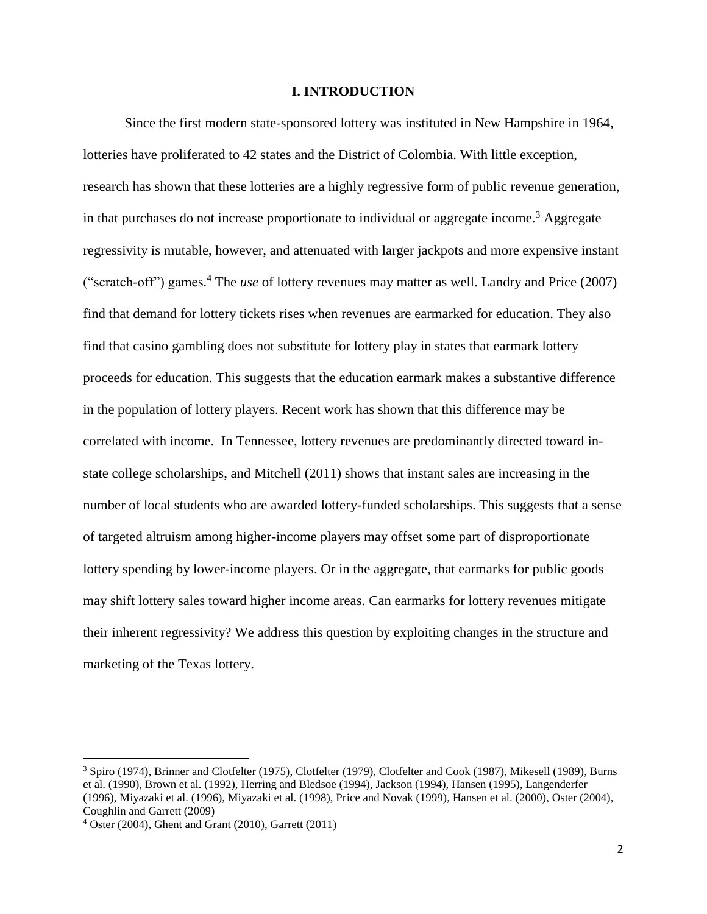# I. INTRODUCTION

Since the first modern state-sponsored lottery was instituted in New Hampshire in 1964, lotteries have proliferated to 42 states and the District of Colombia. With little exception, research has shown that these lotteries are a highly regressive form of public revenue generation, in that purchases do not increase proportionate to individual or aggregate income.[3] Aggregate regressivity is mutable, however, and attenuated with larger jackpots and more expensive instant ("scratch-off") games.[4] The *use* of lottery revenues may matter as well. Landry and Price (2007) find that demand for lottery tickets rises when revenues are earmarked for education. They also find that casino gambling does not substitute for lottery play in states that earmark lottery proceeds for education. This suggests that the education earmark makes a substantive difference in the population of lottery players. Recent work has shown that this difference may be correlated with income. In Tennessee, lottery revenues are predominantly directed toward in-state college scholarships, and Mitchell (2011) shows that instant sales are increasing in the number of local students who are awarded lottery-funded scholarships. This suggests that a sense of targeted altruism among higher-income players may offset some part of disproportionate lottery spending by lower-income players. Or in the aggregate, that earmarks for public goods may shift lottery sales toward higher income areas. Can earmarks for lottery revenues mitigate their inherent regressivity? We address this question by exploiting changes in the structure and marketing of the Texas lottery.

[3] Spiro (1974), Brinner and Clotfelter (1975), Clotfelter (1979), Clotfelter and Cook (1987), Mikesell (1989), Burns et al. (1990), Brown et al. (1992), Herring and Bledsoe (1994), Jackson (1994), Hansen (1995), Langenderfer (1996), Miyazaki et al. (1996), Miyazaki et al. (1998), Price and Novak (1999), Hansen et al. (2000), Oster (2004), Coughlin and Garrett (2009)

[4] Oster (2004), Ghent and Grant (2010), Garrett (2011)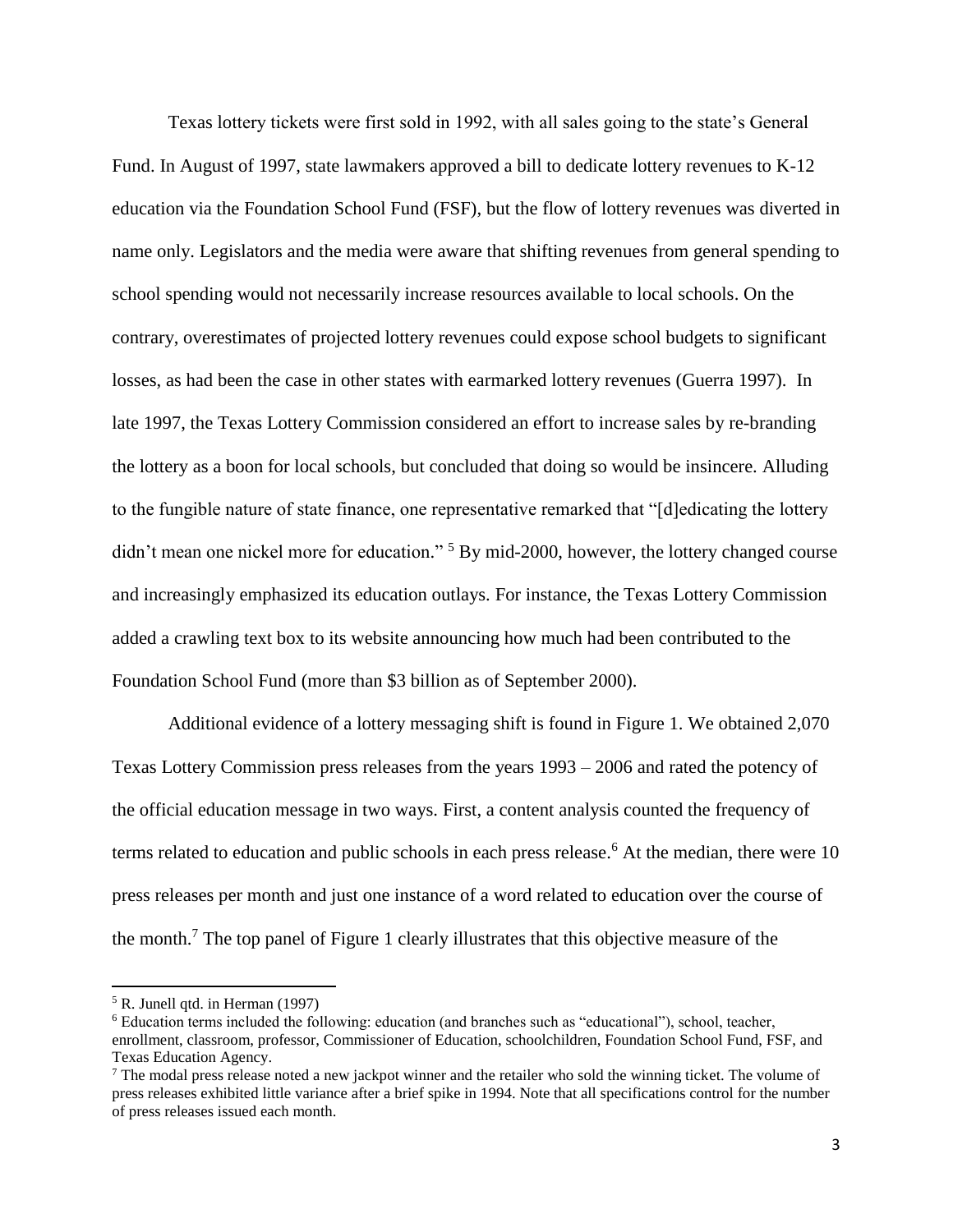Texas lottery tickets were first sold in 1992, with all sales going to the state's General Fund. In August of 1997, state lawmakers approved a bill to dedicate lottery revenues to K-12 education via the Foundation School Fund (FSF), but the flow of lottery revenues was diverted in name only. Legislators and the media were aware that shifting revenues from general spending to school spending would not necessarily increase resources available to local schools. On the contrary, overestimates of projected lottery revenues could expose school budgets to significant losses, as had been the case in other states with earmarked lottery revenues (Guerra 1997). In late 1997, the Texas Lottery Commission considered an effort to increase sales by re-branding the lottery as a boon for local schools, but concluded that doing so would be insincere. Alluding to the fungible nature of state finance, one representative remarked that "[d]edicating the lottery didn't mean one nickel more for education." [5] By mid-2000, however, the lottery changed course and increasingly emphasized its education outlays. For instance, the Texas Lottery Commission added a crawling text box to its website announcing how much had been contributed to the Foundation School Fund (more than \$3 billion as of September 2000).

Additional evidence of a lottery messaging shift is found in Figure 1. We obtained 2,070 Texas Lottery Commission press releases from the years 1993 – 2006 and rated the potency of the official education message in two ways. First, a content analysis counted the frequency of terms related to education and public schools in each press release.[6] At the median, there were 10 press releases per month and just one instance of a word related to education over the course of the month.[7] The top panel of Figure 1 clearly illustrates that this objective measure of the

[5] R. Junell qtd. in Herman (1997)

[6] Education terms included the following: education (and branches such as "educational"), school, teacher, enrollment, classroom, professor, Commissioner of Education, schoolchildren, Foundation School Fund, FSF, and Texas Education Agency.

[7] The modal press release noted a new jackpot winner and the retailer who sold the winning ticket. The volume of press releases exhibited little variance after a brief spike in 1994. Note that all specifications control for the number of press releases issued each month.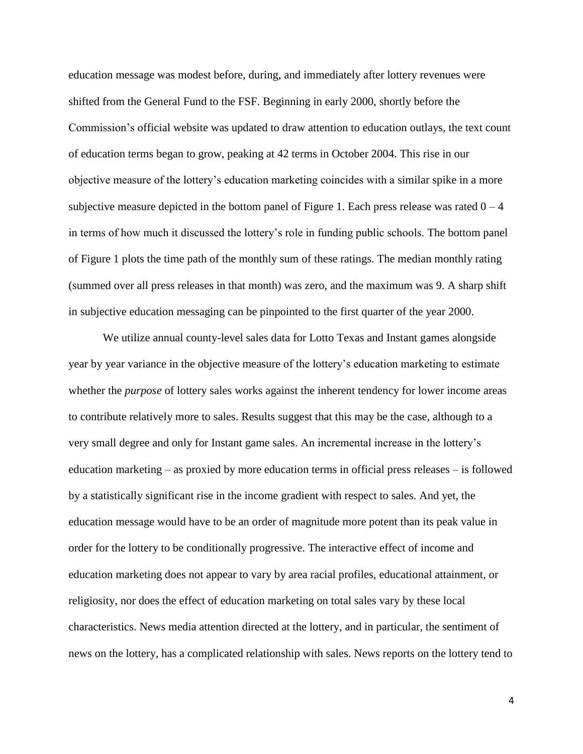education message was modest before, during, and immediately after lottery revenues were shifted from the General Fund to the FSF. Beginning in early 2000, shortly before the Commission's official website was updated to draw attention to education outlays, the text count of education terms began to grow, peaking at 42 terms in October 2004. This rise in our objective measure of the lottery's education marketing coincides with a similar spike in a more subjective measure depicted in the bottom panel of Figure 1. Each press release was rated 0 – 4 in terms of how much it discussed the lottery's role in funding public schools. The bottom panel of Figure 1 plots the time path of the monthly sum of these ratings. The median monthly rating (summed over all press releases in that month) was zero, and the maximum was 9. A sharp shift in subjective education messaging can be pinpointed to the first quarter of the year 2000.

We utilize annual county-level sales data for Lotto Texas and Instant games alongside year by year variance in the objective measure of the lottery's education marketing to estimate whether the *purpose* of lottery sales works against the inherent tendency for lower income areas to contribute relatively more to sales. Results suggest that this may be the case, although to a very small degree and only for Instant game sales. An incremental increase in the lottery's education marketing – as proxied by more education terms in official press releases – is followed by a statistically significant rise in the income gradient with respect to sales. And yet, the education message would have to be an order of magnitude more potent than its peak value in order for the lottery to be conditionally progressive. The interactive effect of income and education marketing does not appear to vary by area racial profiles, educational attainment, or religiosity, nor does the effect of education marketing on total sales vary by these local characteristics. News media attention directed at the lottery, and in particular, the sentiment of news on the lottery, has a complicated relationship with sales. News reports on the lottery tend to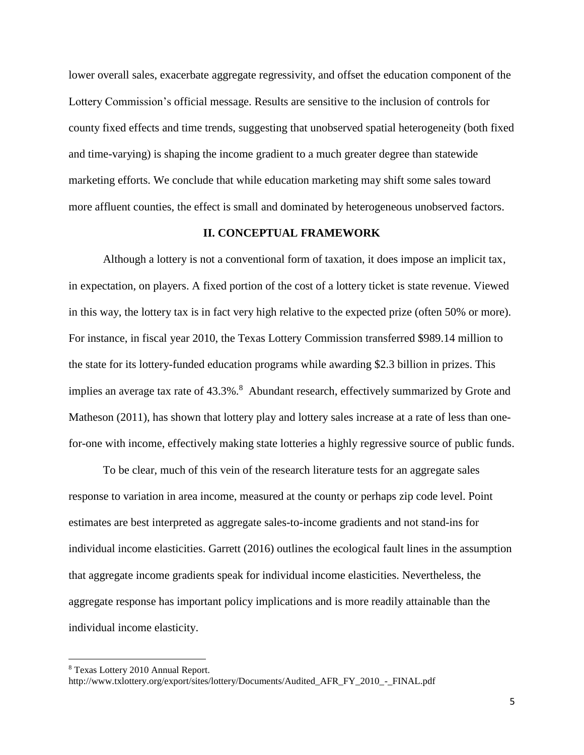lower overall sales, exacerbate aggregate regressivity, and offset the education component of the Lottery Commission's official message. Results are sensitive to the inclusion of controls for county fixed effects and time trends, suggesting that unobserved spatial heterogeneity (both fixed and time-varying) is shaping the income gradient to a much greater degree than statewide marketing efforts. We conclude that while education marketing may shift some sales toward more affluent counties, the effect is small and dominated by heterogeneous unobserved factors.

## II. CONCEPTUAL FRAMEWORK

Although a lottery is not a conventional form of taxation, it does impose an implicit tax, in expectation, on players. A fixed portion of the cost of a lottery ticket is state revenue. Viewed in this way, the lottery tax is in fact very high relative to the expected prize (often 50% or more). For instance, in fiscal year 2010, the Texas Lottery Commission transferred $989.14 million to the state for its lottery-funded education programs while awarding $2.3 billion in prizes. This implies an average tax rate of 43.3%.[8] Abundant research, effectively summarized by Grote and Matheson (2011), has shown that lottery play and lottery sales increase at a rate of less than one-for-one with income, effectively making state lotteries a highly regressive source of public funds.

To be clear, much of this vein of the research literature tests for an aggregate sales response to variation in area income, measured at the county or perhaps zip code level. Point estimates are best interpreted as aggregate sales-to-income gradients and not stand-ins for individual income elasticities. Garrett (2016) outlines the ecological fault lines in the assumption that aggregate income gradients speak for individual income elasticities. Nevertheless, the aggregate response has important policy implications and is more readily attainable than the individual income elasticity.

[8] Texas Lottery 2010 Annual Report. http://www.txlottery.org/export/sites/lottery/Documents/Audited_AFR_FY_2010_-_FINAL.pdf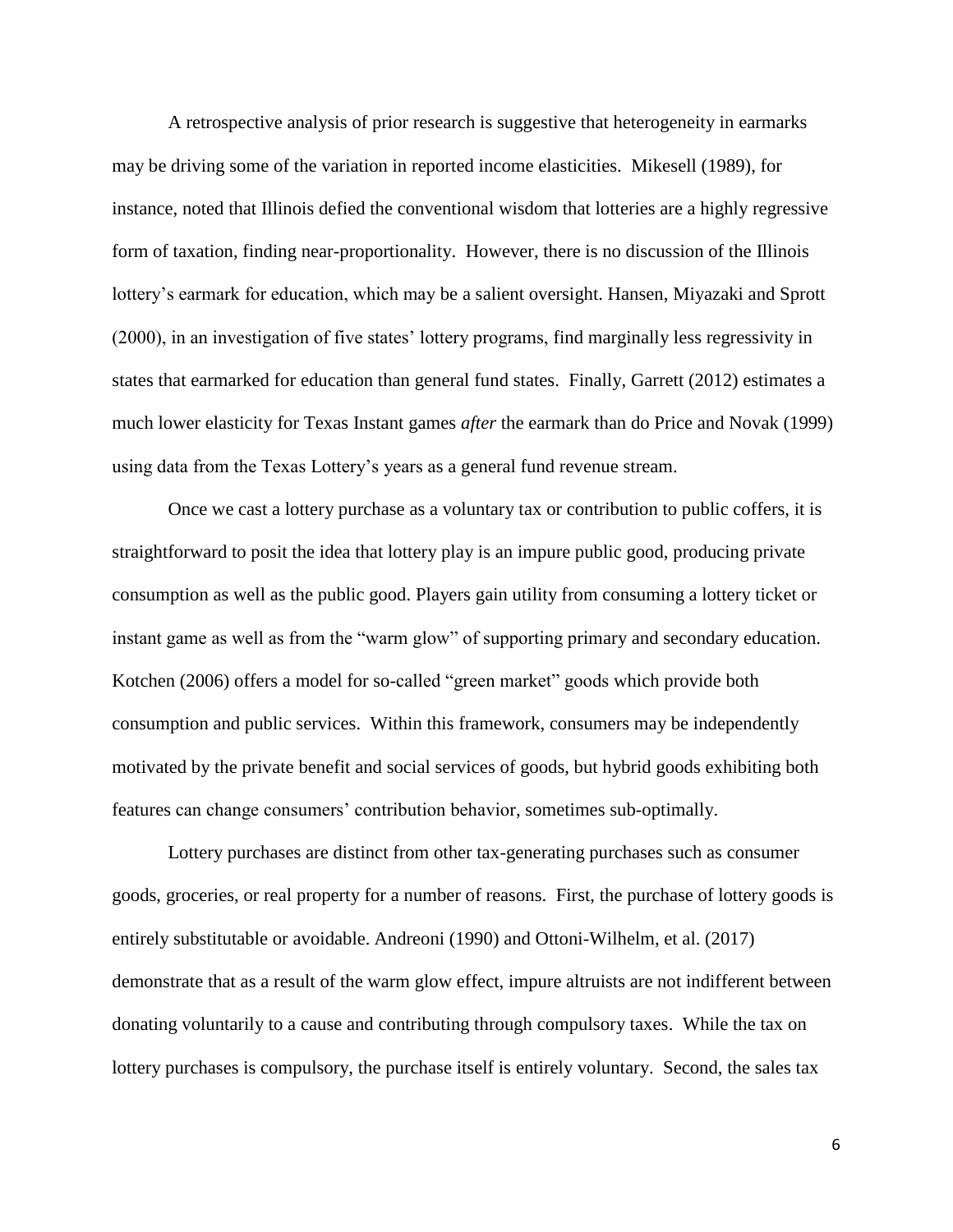A retrospective analysis of prior research is suggestive that heterogeneity in earmarks may be driving some of the variation in reported income elasticities. Mikesell (1989), for instance, noted that Illinois defied the conventional wisdom that lotteries are a highly regressive form of taxation, finding near-proportionality. However, there is no discussion of the Illinois lottery's earmark for education, which may be a salient oversight. Hansen, Miyazaki and Sprott (2000), in an investigation of five states' lottery programs, find marginally less regressivity in states that earmarked for education than general fund states. Finally, Garrett (2012) estimates a much lower elasticity for Texas Instant games *after* the earmark than do Price and Novak (1999) using data from the Texas Lottery's years as a general fund revenue stream.

Once we cast a lottery purchase as a voluntary tax or contribution to public coffers, it is straightforward to posit the idea that lottery play is an impure public good, producing private consumption as well as the public good. Players gain utility from consuming a lottery ticket or instant game as well as from the "warm glow" of supporting primary and secondary education. Kotchen (2006) offers a model for so-called "green market" goods which provide both consumption and public services. Within this framework, consumers may be independently motivated by the private benefit and social services of goods, but hybrid goods exhibiting both features can change consumers' contribution behavior, sometimes sub-optimally.

Lottery purchases are distinct from other tax-generating purchases such as consumer goods, groceries, or real property for a number of reasons. First, the purchase of lottery goods is entirely substitutable or avoidable. Andreoni (1990) and Ottoni-Wilhelm, et al. (2017) demonstrate that as a result of the warm glow effect, impure altruists are not indifferent between donating voluntarily to a cause and contributing through compulsory taxes. While the tax on lottery purchases is compulsory, the purchase itself is entirely voluntary. Second, the sales tax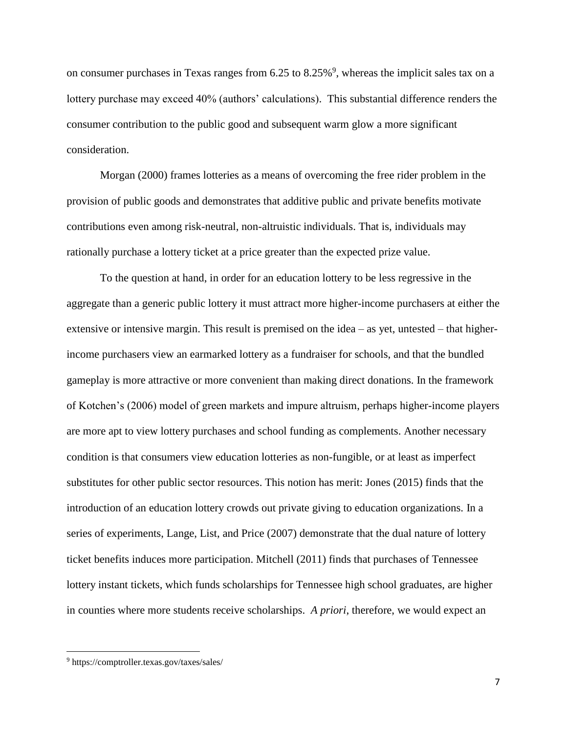on consumer purchases in Texas ranges from 6.25 to 8.25%[9], whereas the implicit sales tax on a lottery purchase may exceed 40% (authors' calculations). This substantial difference renders the consumer contribution to the public good and subsequent warm glow a more significant consideration.

Morgan (2000) frames lotteries as a means of overcoming the free rider problem in the provision of public goods and demonstrates that additive public and private benefits motivate contributions even among risk-neutral, non-altruistic individuals. That is, individuals may rationally purchase a lottery ticket at a price greater than the expected prize value.

To the question at hand, in order for an education lottery to be less regressive in the aggregate than a generic public lottery it must attract more higher-income purchasers at either the extensive or intensive margin. This result is premised on the idea – as yet, untested – that higher-income purchasers view an earmarked lottery as a fundraiser for schools, and that the bundled gameplay is more attractive or more convenient than making direct donations. In the framework of Kotchen's (2006) model of green markets and impure altruism, perhaps higher-income players are more apt to view lottery purchases and school funding as complements. Another necessary condition is that consumers view education lotteries as non-fungible, or at least as imperfect substitutes for other public sector resources. This notion has merit: Jones (2015) finds that the introduction of an education lottery crowds out private giving to education organizations. In a series of experiments, Lange, List, and Price (2007) demonstrate that the dual nature of lottery ticket benefits induces more participation. Mitchell (2011) finds that purchases of Tennessee lottery instant tickets, which funds scholarships for Tennessee high school graduates, are higher in counties where more students receive scholarships. *A priori*, therefore, we would expect an

[9] https://comptroller.texas.gov/taxes/sales/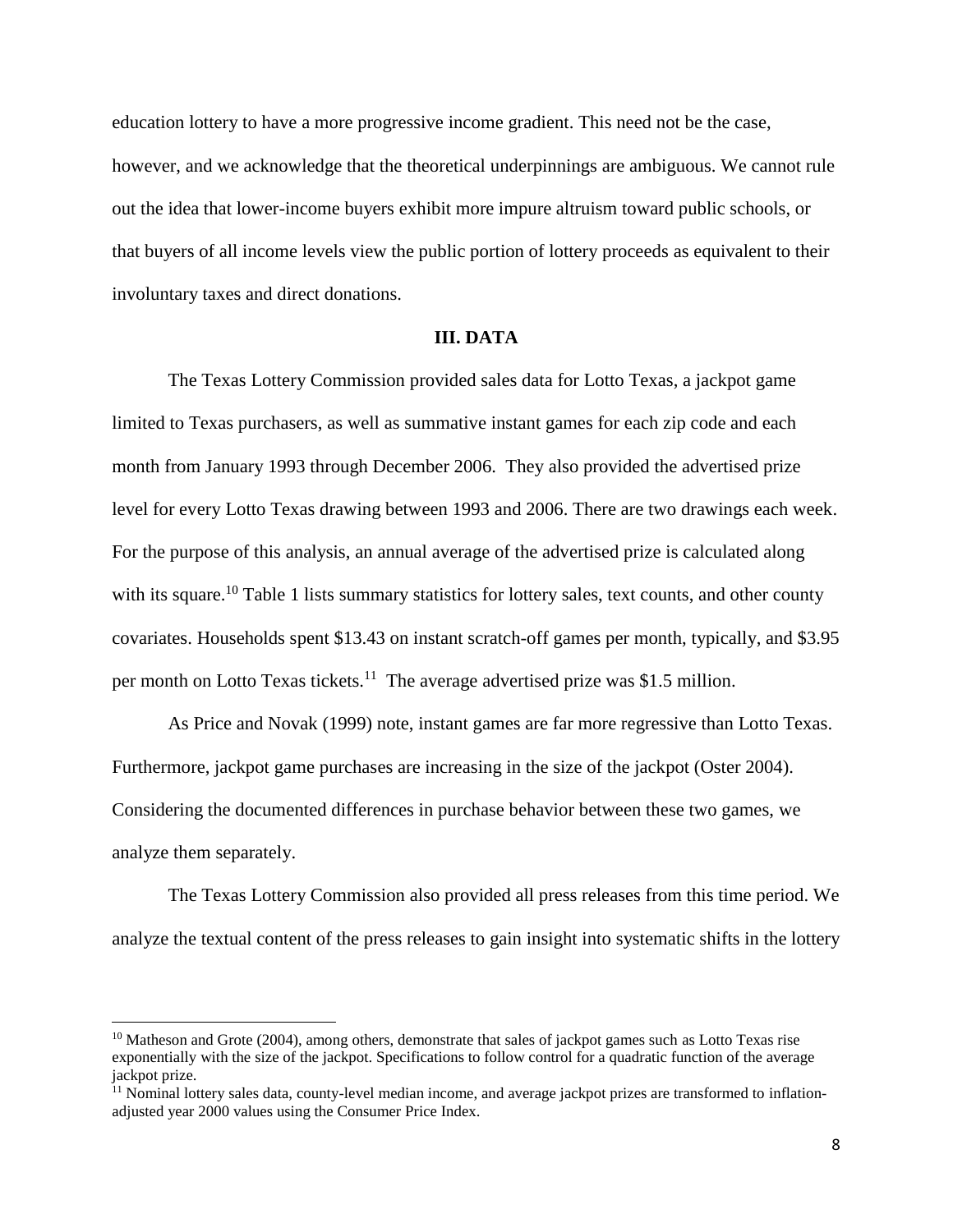education lottery to have a more progressive income gradient. This need not be the case, however, and we acknowledge that the theoretical underpinnings are ambiguous. We cannot rule out the idea that lower-income buyers exhibit more impure altruism toward public schools, or that buyers of all income levels view the public portion of lottery proceeds as equivalent to their involuntary taxes and direct donations.

## III. DATA

The Texas Lottery Commission provided sales data for Lotto Texas, a jackpot game limited to Texas purchasers, as well as summative instant games for each zip code and each month from January 1993 through December 2006. They also provided the advertised prize level for every Lotto Texas drawing between 1993 and 2006. There are two drawings each week. For the purpose of this analysis, an annual average of the advertised prize is calculated along with its square.[10] Table 1 lists summary statistics for lottery sales, text counts, and other county covariates. Households spent \$13.43 on instant scratch-off games per month, typically, and \$3.95 per month on Lotto Texas tickets.[11] The average advertised prize was \$1.5 million.

As Price and Novak (1999) note, instant games are far more regressive than Lotto Texas. Furthermore, jackpot game purchases are increasing in the size of the jackpot (Oster 2004). Considering the documented differences in purchase behavior between these two games, we analyze them separately.

The Texas Lottery Commission also provided all press releases from this time period. We analyze the textual content of the press releases to gain insight into systematic shifts in the lottery

---

[10] Matheson and Grote (2004), among others, demonstrate that sales of jackpot games such as Lotto Texas rise exponentially with the size of the jackpot. Specifications to follow control for a quadratic function of the average jackpot prize.

[11] Nominal lottery sales data, county-level median income, and average jackpot prizes are transformed to inflation-adjusted year 2000 values using the Consumer Price Index.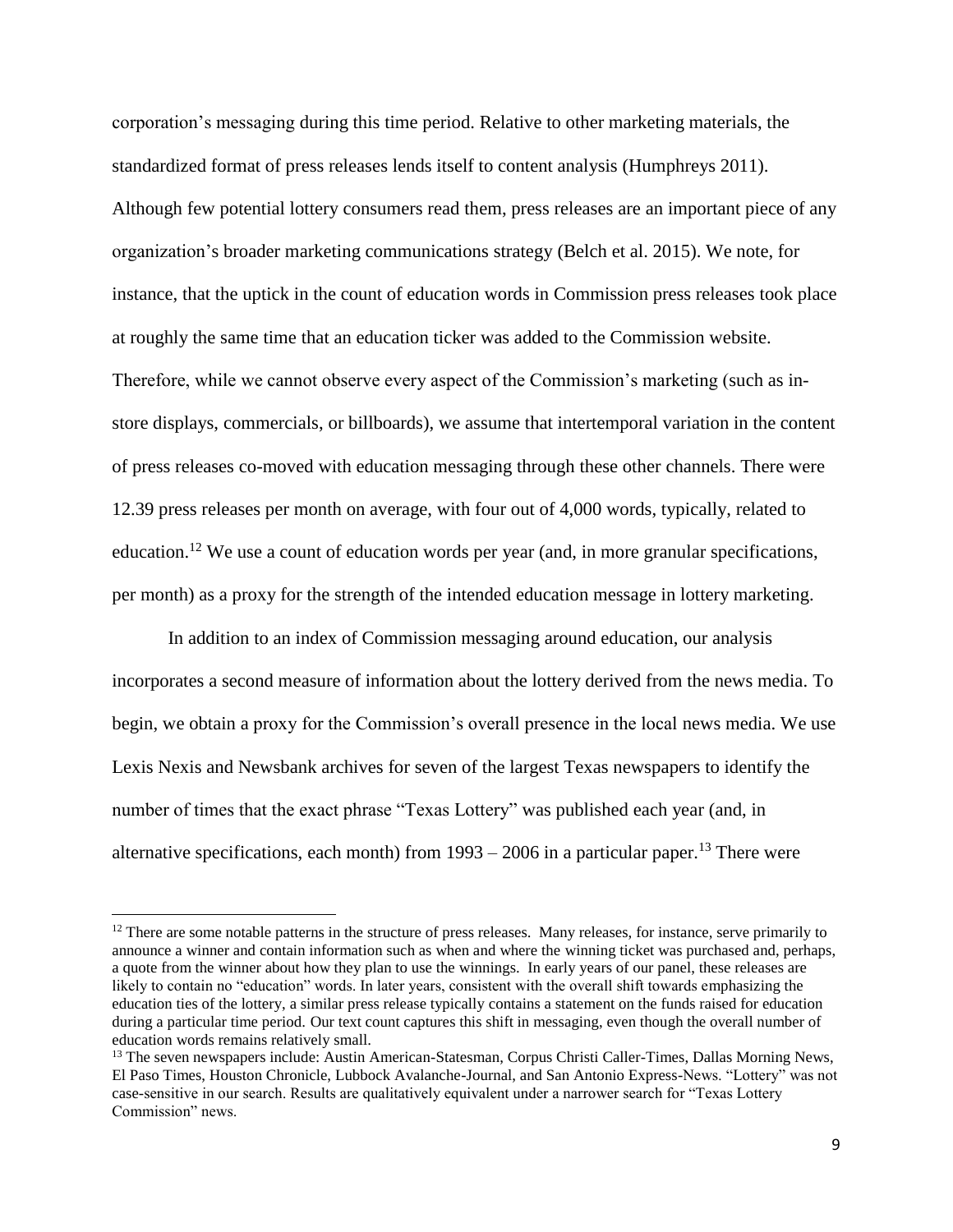corporation's messaging during this time period. Relative to other marketing materials, the standardized format of press releases lends itself to content analysis (Humphreys 2011). Although few potential lottery consumers read them, press releases are an important piece of any organization's broader marketing communications strategy (Belch et al. 2015). We note, for instance, that the uptick in the count of education words in Commission press releases took place at roughly the same time that an education ticker was added to the Commission website. Therefore, while we cannot observe every aspect of the Commission's marketing (such as in-store displays, commercials, or billboards), we assume that intertemporal variation in the content of press releases co-moved with education messaging through these other channels. There were 12.39 press releases per month on average, with four out of 4,000 words, typically, related to education.[12] We use a count of education words per year (and, in more granular specifications, per month) as a proxy for the strength of the intended education message in lottery marketing.

In addition to an index of Commission messaging around education, our analysis incorporates a second measure of information about the lottery derived from the news media. To begin, we obtain a proxy for the Commission's overall presence in the local news media. We use Lexis Nexis and Newsbank archives for seven of the largest Texas newspapers to identify the number of times that the exact phrase "Texas Lottery" was published each year (and, in alternative specifications, each month) from 1993 – 2006 in a particular paper.[13] There were

---

[12] There are some notable patterns in the structure of press releases. Many releases, for instance, serve primarily to announce a winner and contain information such as when and where the winning ticket was purchased and, perhaps, a quote from the winner about how they plan to use the winnings. In early years of our panel, these releases are likely to contain no "education" words. In later years, consistent with the overall shift towards emphasizing the education ties of the lottery, a similar press release typically contains a statement on the funds raised for education during a particular time period. Our text count captures this shift in messaging, even though the overall number of education words remains relatively small.

[13] The seven newspapers include: Austin American-Statesman, Corpus Christi Caller-Times, Dallas Morning News, El Paso Times, Houston Chronicle, Lubbock Avalanche-Journal, and San Antonio Express-News. "Lottery" was not case-sensitive in our search. Results are qualitatively equivalent under a narrower search for "Texas Lottery Commission" news.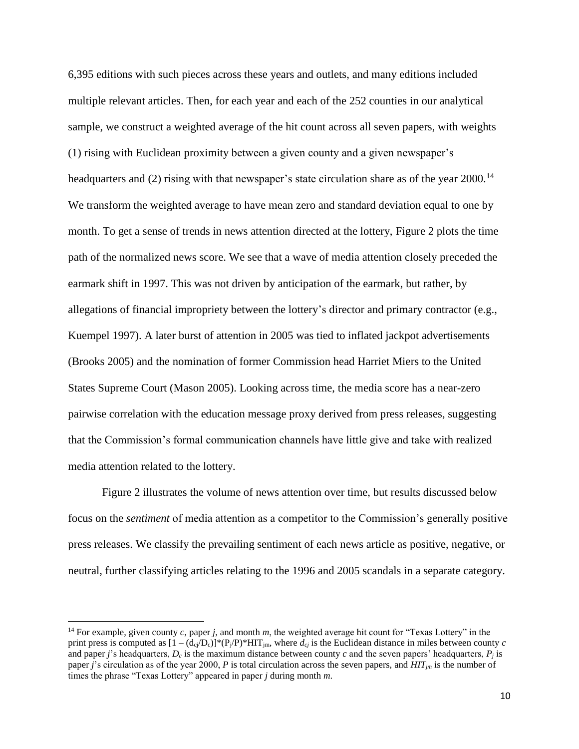6,395 editions with such pieces across these years and outlets, and many editions included multiple relevant articles. Then, for each year and each of the 252 counties in our analytical sample, we construct a weighted average of the hit count across all seven papers, with weights (1) rising with Euclidean proximity between a given county and a given newspaper's headquarters and (2) rising with that newspaper's state circulation share as of the year 2000.[14] We transform the weighted average to have mean zero and standard deviation equal to one by month. To get a sense of trends in news attention directed at the lottery, Figure 2 plots the time path of the normalized news score. We see that a wave of media attention closely preceded the earmark shift in 1997. This was not driven by anticipation of the earmark, but rather, by allegations of financial impropriety between the lottery's director and primary contractor (e.g., Kuempel 1997). A later burst of attention in 2005 was tied to inflated jackpot advertisements (Brooks 2005) and the nomination of former Commission head Harriet Miers to the United States Supreme Court (Mason 2005). Looking across time, the media score has a near-zero pairwise correlation with the education message proxy derived from press releases, suggesting that the Commission's formal communication channels have little give and take with realized media attention related to the lottery.

Figure 2 illustrates the volume of news attention over time, but results discussed below focus on the *sentiment* of media attention as a competitor to the Commission's generally positive press releases. We classify the prevailing sentiment of each news article as positive, negative, or neutral, further classifying articles relating to the 1996 and 2005 scandals in a separate category.

[14] For example, given county $c$, paper $j$, and month $m$, the weighted average hit count for "Texas Lottery" in the print press is computed as $[1 - (d_{cj}/D_c)]*(P_j/P)*HIT_{jm}$, where $d_{cj}$ is the Euclidean distance in miles between county $c$ and paper $j$'s headquarters, $D_c$ is the maximum distance between county $c$ and the seven papers' headquarters, $P_j$ is paper $j$'s circulation as of the year 2000, $P$ is total circulation across the seven papers, and $HIT_{jm}$ is the number of times the phrase "Texas Lottery" appeared in paper $j$ during month $m$.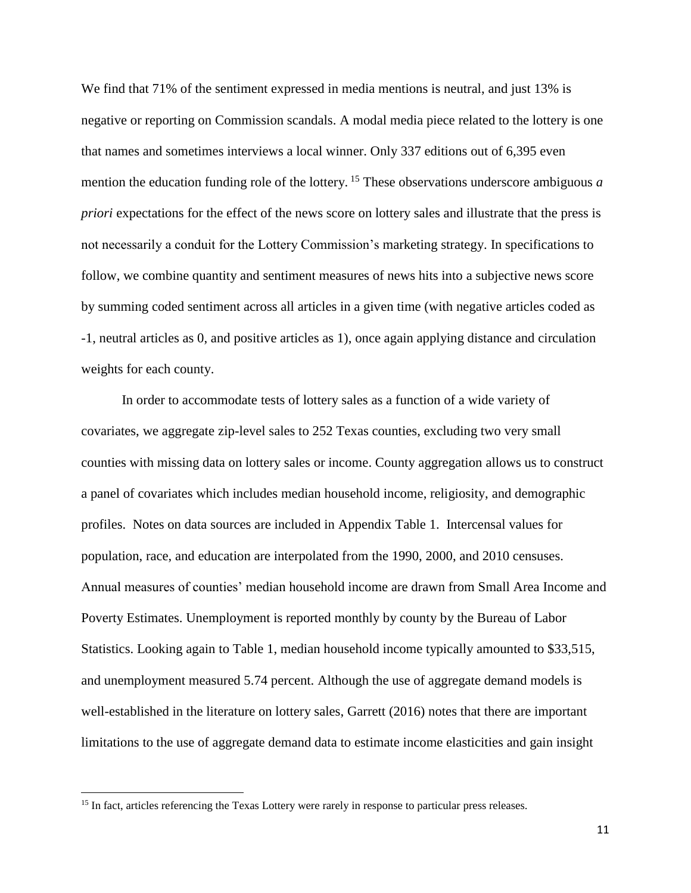We find that 71% of the sentiment expressed in media mentions is neutral, and just 13% is negative or reporting on Commission scandals. A modal media piece related to the lottery is one that names and sometimes interviews a local winner. Only 337 editions out of 6,395 even mention the education funding role of the lottery.[15] These observations underscore ambiguous *a priori* expectations for the effect of the news score on lottery sales and illustrate that the press is not necessarily a conduit for the Lottery Commission's marketing strategy. In specifications to follow, we combine quantity and sentiment measures of news hits into a subjective news score by summing coded sentiment across all articles in a given time (with negative articles coded as -1, neutral articles as 0, and positive articles as 1), once again applying distance and circulation weights for each county.

In order to accommodate tests of lottery sales as a function of a wide variety of covariates, we aggregate zip-level sales to 252 Texas counties, excluding two very small counties with missing data on lottery sales or income. County aggregation allows us to construct a panel of covariates which includes median household income, religiosity, and demographic profiles. Notes on data sources are included in Appendix Table 1. Intercensal values for population, race, and education are interpolated from the 1990, 2000, and 2010 censuses. Annual measures of counties' median household income are drawn from Small Area Income and Poverty Estimates. Unemployment is reported monthly by county by the Bureau of Labor Statistics. Looking again to Table 1, median household income typically amounted to $33,515, and unemployment measured 5.74 percent. Although the use of aggregate demand models is well-established in the literature on lottery sales, Garrett (2016) notes that there are important limitations to the use of aggregate demand data to estimate income elasticities and gain insight

[15] In fact, articles referencing the Texas Lottery were rarely in response to particular press releases.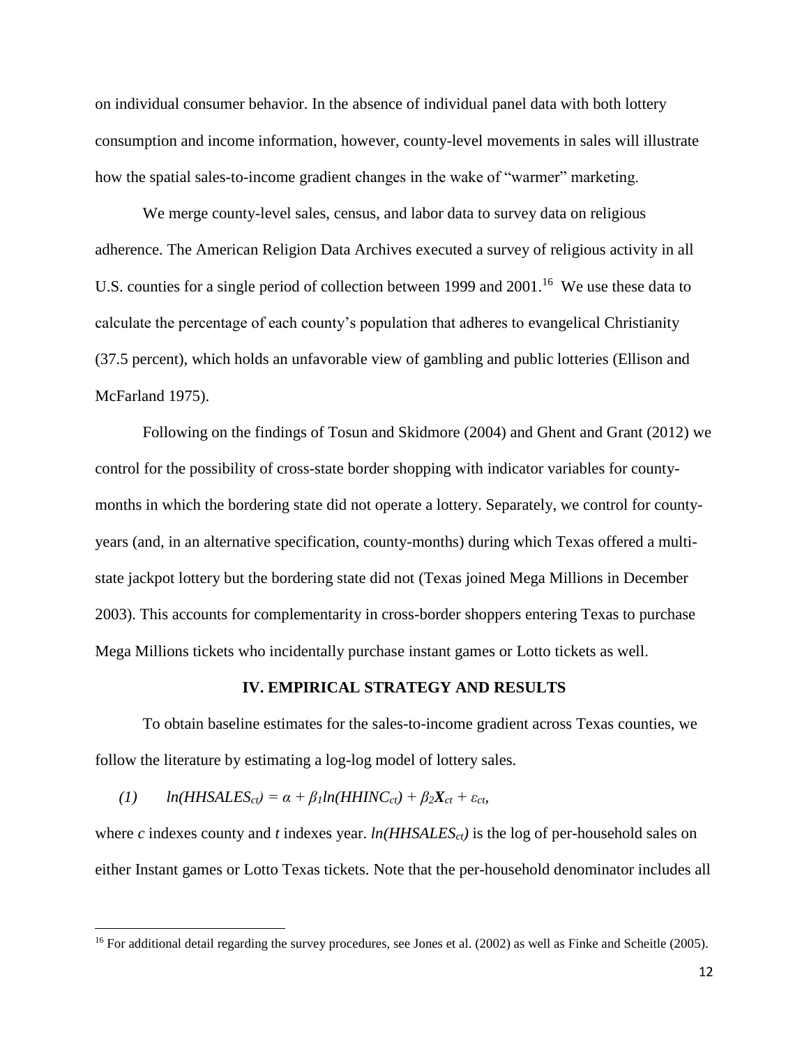on individual consumer behavior. In the absence of individual panel data with both lottery consumption and income information, however, county-level movements in sales will illustrate how the spatial sales-to-income gradient changes in the wake of "warmer" marketing.

We merge county-level sales, census, and labor data to survey data on religious adherence. The American Religion Data Archives executed a survey of religious activity in all U.S. counties for a single period of collection between 1999 and 2001.[16] We use these data to calculate the percentage of each county's population that adheres to evangelical Christianity (37.5 percent), which holds an unfavorable view of gambling and public lotteries (Ellison and McFarland 1975).

Following on the findings of Tosun and Skidmore (2004) and Ghent and Grant (2012) we control for the possibility of cross-state border shopping with indicator variables for county-months in which the bordering state did not operate a lottery. Separately, we control for county-years (and, in an alternative specification, county-months) during which Texas offered a multi-state jackpot lottery but the bordering state did not (Texas joined Mega Millions in December 2003). This accounts for complementarity in cross-border shoppers entering Texas to purchase Mega Millions tickets who incidentally purchase instant games or Lotto tickets as well.

## IV. EMPIRICAL STRATEGY AND RESULTS

To obtain baseline estimates for the sales-to-income gradient across Texas counties, we follow the literature by estimating a log-log model of lottery sales.

$$(1) \qquad ln(HHSALES_{ct}) = \alpha + \beta_1 ln(HHINC_{ct}) + \beta_2 \mathbf{X}_{ct} + \varepsilon_{ct},$$

where $c$ indexes county and $t$ indexes year. $ln(HHSALES_{ct})$ is the log of per-household sales on either Instant games or Lotto Texas tickets. Note that the per-household denominator includes all

[16] For additional detail regarding the survey procedures, see Jones et al. (2002) as well as Finke and Scheitle (2005).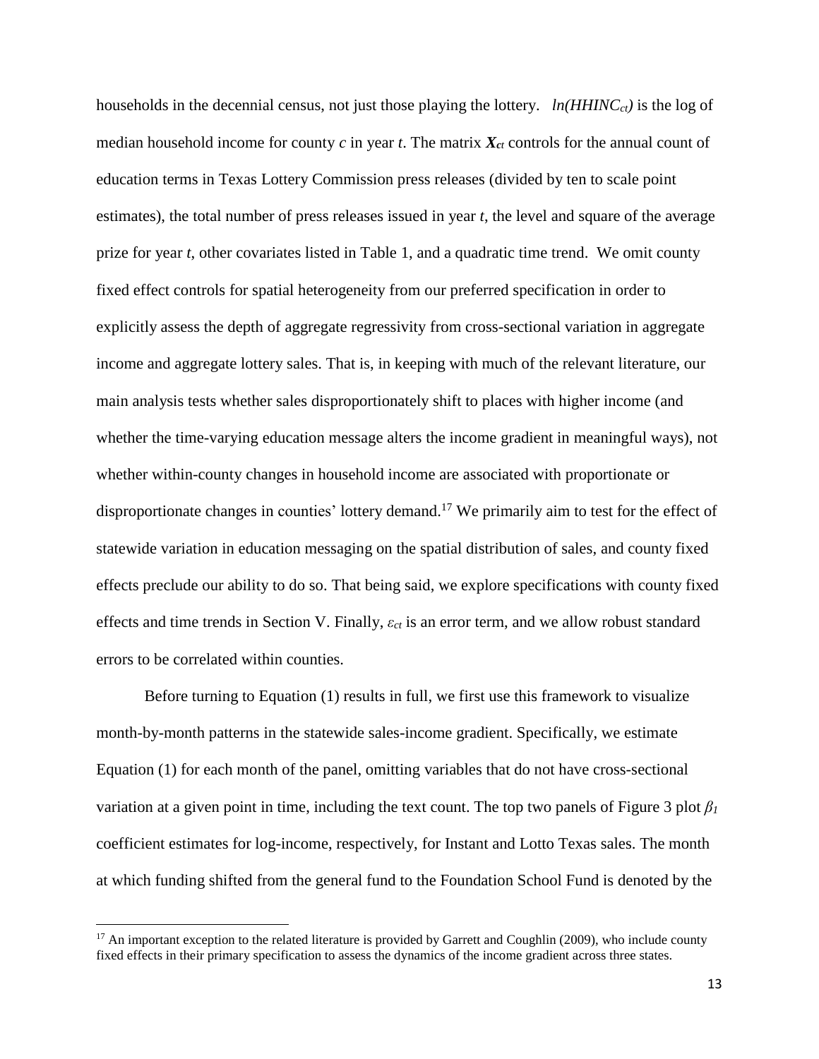households in the decennial census, not just those playing the lottery. $ln(HHINC_{ct})$ is the log of median household income for county $c$ in year $t$. The matrix $\boldsymbol{X}_{ct}$ controls for the annual count of education terms in Texas Lottery Commission press releases (divided by ten to scale point estimates), the total number of press releases issued in year $t$, the level and square of the average prize for year $t$, other covariates listed in Table 1, and a quadratic time trend. We omit county fixed effect controls for spatial heterogeneity from our preferred specification in order to explicitly assess the depth of aggregate regressivity from cross-sectional variation in aggregate income and aggregate lottery sales. That is, in keeping with much of the relevant literature, our main analysis tests whether sales disproportionately shift to places with higher income (and whether the time-varying education message alters the income gradient in meaningful ways), not whether within-county changes in household income are associated with proportionate or disproportionate changes in counties' lottery demand.[17] We primarily aim to test for the effect of statewide variation in education messaging on the spatial distribution of sales, and county fixed effects preclude our ability to do so. That being said, we explore specifications with county fixed effects and time trends in Section V. Finally, $\varepsilon_{ct}$ is an error term, and we allow robust standard errors to be correlated within counties.

Before turning to Equation (1) results in full, we first use this framework to visualize month-by-month patterns in the statewide sales-income gradient. Specifically, we estimate Equation (1) for each month of the panel, omitting variables that do not have cross-sectional variation at a given point in time, including the text count. The top two panels of Figure 3 plot $\beta_1$ coefficient estimates for log-income, respectively, for Instant and Lotto Texas sales. The month at which funding shifted from the general fund to the Foundation School Fund is denoted by the

[17] An important exception to the related literature is provided by Garrett and Coughlin (2009), who include county fixed effects in their primary specification to assess the dynamics of the income gradient across three states.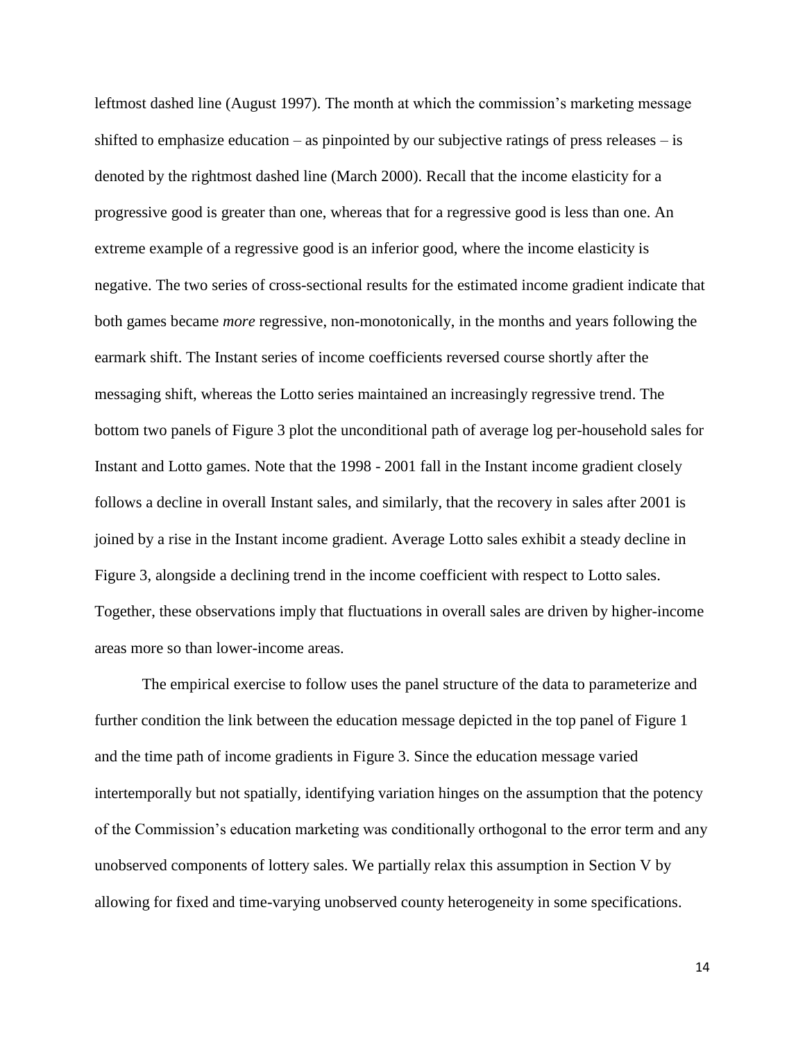leftmost dashed line (August 1997). The month at which the commission's marketing message shifted to emphasize education – as pinpointed by our subjective ratings of press releases – is denoted by the rightmost dashed line (March 2000). Recall that the income elasticity for a progressive good is greater than one, whereas that for a regressive good is less than one. An extreme example of a regressive good is an inferior good, where the income elasticity is negative. The two series of cross-sectional results for the estimated income gradient indicate that both games became *more* regressive, non-monotonically, in the months and years following the earmark shift. The Instant series of income coefficients reversed course shortly after the messaging shift, whereas the Lotto series maintained an increasingly regressive trend. The bottom two panels of Figure 3 plot the unconditional path of average log per-household sales for Instant and Lotto games. Note that the 1998 - 2001 fall in the Instant income gradient closely follows a decline in overall Instant sales, and similarly, that the recovery in sales after 2001 is joined by a rise in the Instant income gradient. Average Lotto sales exhibit a steady decline in Figure 3, alongside a declining trend in the income coefficient with respect to Lotto sales. Together, these observations imply that fluctuations in overall sales are driven by higher-income areas more so than lower-income areas.

The empirical exercise to follow uses the panel structure of the data to parameterize and further condition the link between the education message depicted in the top panel of Figure 1 and the time path of income gradients in Figure 3. Since the education message varied intertemporally but not spatially, identifying variation hinges on the assumption that the potency of the Commission's education marketing was conditionally orthogonal to the error term and any unobserved components of lottery sales. We partially relax this assumption in Section V by allowing for fixed and time-varying unobserved county heterogeneity in some specifications.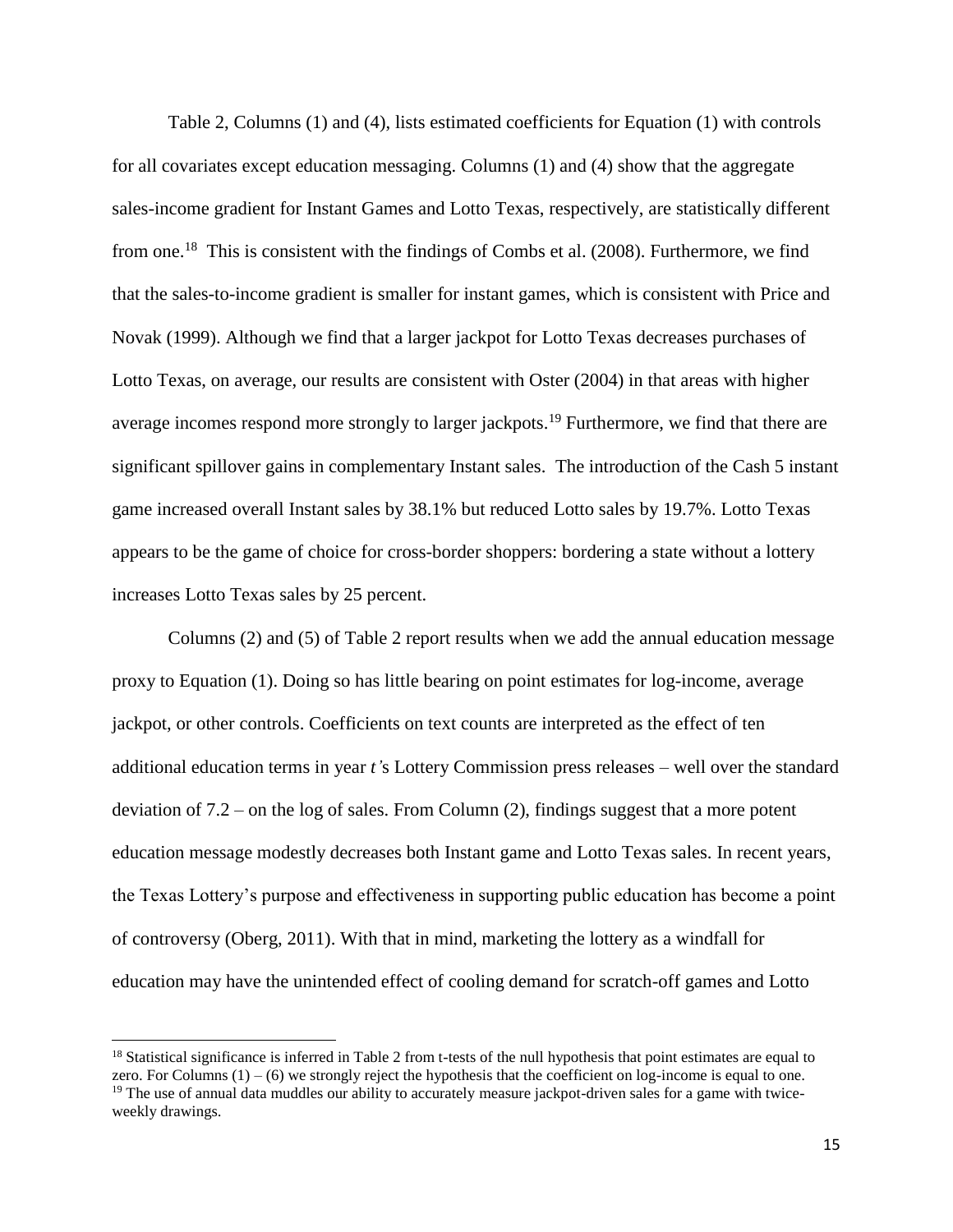Table 2, Columns (1) and (4), lists estimated coefficients for Equation (1) with controls for all covariates except education messaging. Columns (1) and (4) show that the aggregate sales-income gradient for Instant Games and Lotto Texas, respectively, are statistically different from one.[18] This is consistent with the findings of Combs et al. (2008). Furthermore, we find that the sales-to-income gradient is smaller for instant games, which is consistent with Price and Novak (1999). Although we find that a larger jackpot for Lotto Texas decreases purchases of Lotto Texas, on average, our results are consistent with Oster (2004) in that areas with higher average incomes respond more strongly to larger jackpots.[19] Furthermore, we find that there are significant spillover gains in complementary Instant sales. The introduction of the Cash 5 instant game increased overall Instant sales by 38.1% but reduced Lotto sales by 19.7%. Lotto Texas appears to be the game of choice for cross-border shoppers: bordering a state without a lottery increases Lotto Texas sales by 25 percent.

Columns (2) and (5) of Table 2 report results when we add the annual education message proxy to Equation (1). Doing so has little bearing on point estimates for log-income, average jackpot, or other controls. Coefficients on text counts are interpreted as the effect of ten additional education terms in year *t'*s Lottery Commission press releases – well over the standard deviation of 7.2 – on the log of sales. From Column (2), findings suggest that a more potent education message modestly decreases both Instant game and Lotto Texas sales. In recent years, the Texas Lottery's purpose and effectiveness in supporting public education has become a point of controversy (Oberg, 2011). With that in mind, marketing the lottery as a windfall for education may have the unintended effect of cooling demand for scratch-off games and Lotto

[18] Statistical significance is inferred in Table 2 from t-tests of the null hypothesis that point estimates are equal to zero. For Columns (1) – (6) we strongly reject the hypothesis that the coefficient on log-income is equal to one.

[19] The use of annual data muddles our ability to accurately measure jackpot-driven sales for a game with twice-weekly drawings.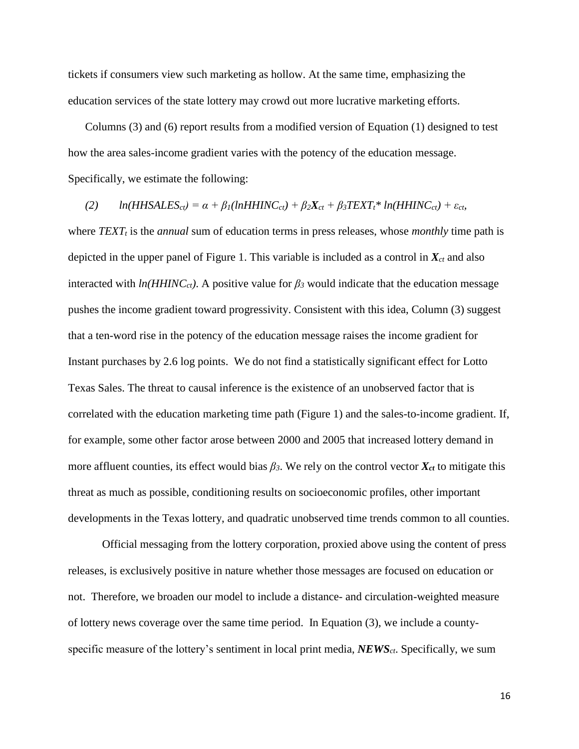tickets if consumers view such marketing as hollow. At the same time, emphasizing the education services of the state lottery may crowd out more lucrative marketing efforts.

Columns (3) and (6) report results from a modified version of Equation (1) designed to test how the area sales-income gradient varies with the potency of the education message. Specifically, we estimate the following:

$$(2) \qquad ln(HHSALES_{ct}) = \alpha + \beta_1(lnHHINC_{ct}) + \beta_2\boldsymbol{X}_{ct} + \beta_3 TEXT_t * ln(HHINC_{ct}) + \varepsilon_{ct},$$

where $TEXT_t$ is the *annual* sum of education terms in press releases, whose *monthly* time path is depicted in the upper panel of Figure 1. This variable is included as a control in $\boldsymbol{X}_{ct}$ and also interacted with $ln(HHINC_{ct})$. A positive value for $\beta_3$ would indicate that the education message pushes the income gradient toward progressivity. Consistent with this idea, Column (3) suggest that a ten-word rise in the potency of the education message raises the income gradient for Instant purchases by 2.6 log points. We do not find a statistically significant effect for Lotto Texas Sales. The threat to causal inference is the existence of an unobserved factor that is correlated with the education marketing time path (Figure 1) and the sales-to-income gradient. If, for example, some other factor arose between 2000 and 2005 that increased lottery demand in more affluent counties, its effect would bias $\beta_3$. We rely on the control vector $\boldsymbol{X}_{ct}$ to mitigate this threat as much as possible, conditioning results on socioeconomic profiles, other important developments in the Texas lottery, and quadratic unobserved time trends common to all counties.

Official messaging from the lottery corporation, proxied above using the content of press releases, is exclusively positive in nature whether those messages are focused on education or not. Therefore, we broaden our model to include a distance- and circulation-weighted measure of lottery news coverage over the same time period. In Equation (3), we include a county-specific measure of the lottery's sentiment in local print media, $\boldsymbol{NEWS}_{ct}$. Specifically, we sum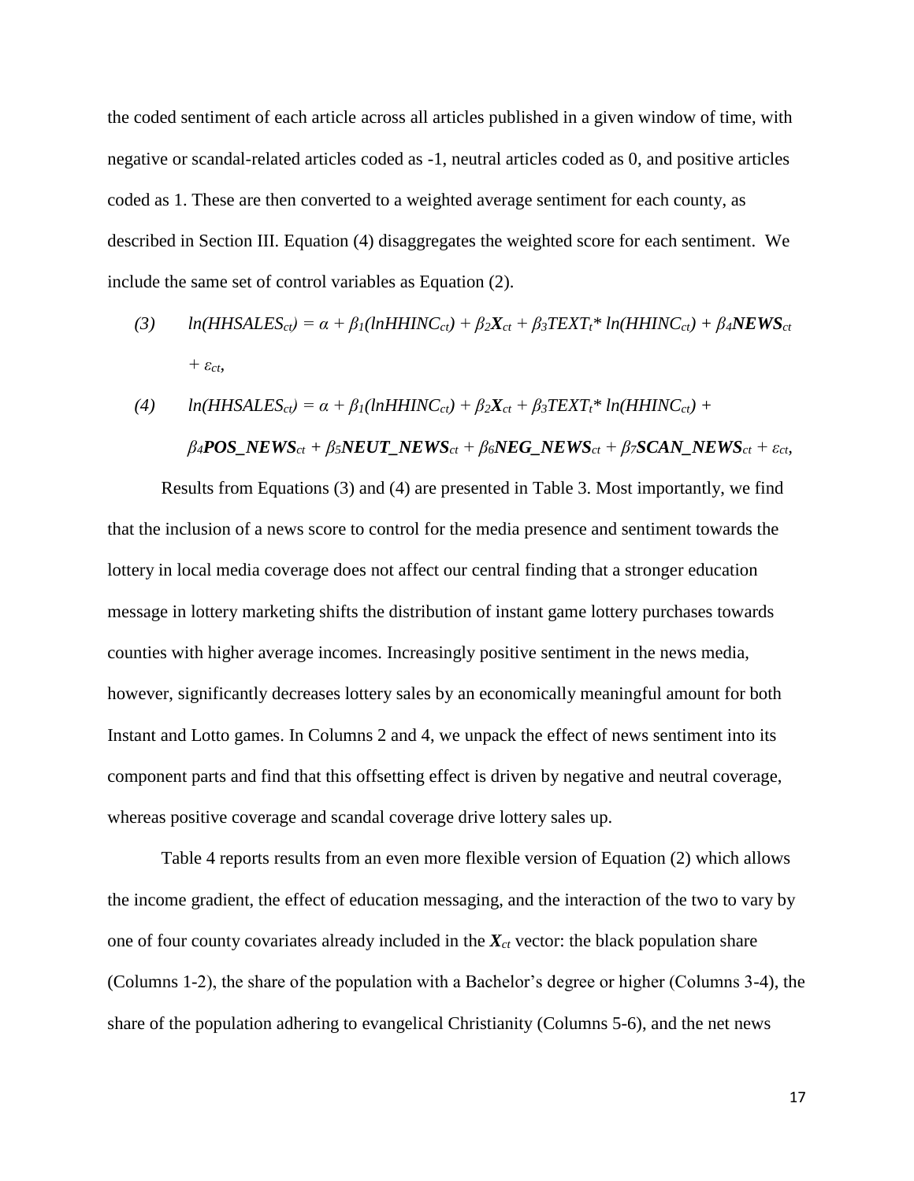the coded sentiment of each article across all articles published in a given window of time, with negative or scandal-related articles coded as -1, neutral articles coded as 0, and positive articles coded as 1. These are then converted to a weighted average sentiment for each county, as described in Section III. Equation (4) disaggregates the weighted score for each sentiment. We include the same set of control variables as Equation (2).

$$(3) \quad ln(HHSALES_{ct}) = \alpha + \beta_1(lnHHINC_{ct}) + \beta_2\boldsymbol{X}_{ct} + \beta_3 TEXT_t * ln(HHINC_{ct}) + \beta_4\boldsymbol{NEWS}_{ct} + \varepsilon_{ct},$$

$$(4) \quad ln(HHSALES_{ct}) = \alpha + \beta_1(lnHHINC_{ct}) + \beta_2\boldsymbol{X}_{ct} + \beta_3 TEXT_t * ln(HHINC_{ct}) + \beta_4\boldsymbol{POS\_NEWS}_{ct} + \beta_5\boldsymbol{NEUT\_NEWS}_{ct} + \beta_6\boldsymbol{NEG\_NEWS}_{ct} + \beta_7\boldsymbol{SCAN\_NEWS}_{ct} + \varepsilon_{ct},$$

Results from Equations (3) and (4) are presented in Table 3. Most importantly, we find that the inclusion of a news score to control for the media presence and sentiment towards the lottery in local media coverage does not affect our central finding that a stronger education message in lottery marketing shifts the distribution of instant game lottery purchases towards counties with higher average incomes. Increasingly positive sentiment in the news media, however, significantly decreases lottery sales by an economically meaningful amount for both Instant and Lotto games. In Columns 2 and 4, we unpack the effect of news sentiment into its component parts and find that this offsetting effect is driven by negative and neutral coverage, whereas positive coverage and scandal coverage drive lottery sales up.

Table 4 reports results from an even more flexible version of Equation (2) which allows the income gradient, the effect of education messaging, and the interaction of the two to vary by one of four county covariates already included in the $\boldsymbol{X}_{ct}$ vector: the black population share (Columns 1-2), the share of the population with a Bachelor's degree or higher (Columns 3-4), the share of the population adhering to evangelical Christianity (Columns 5-6), and the net news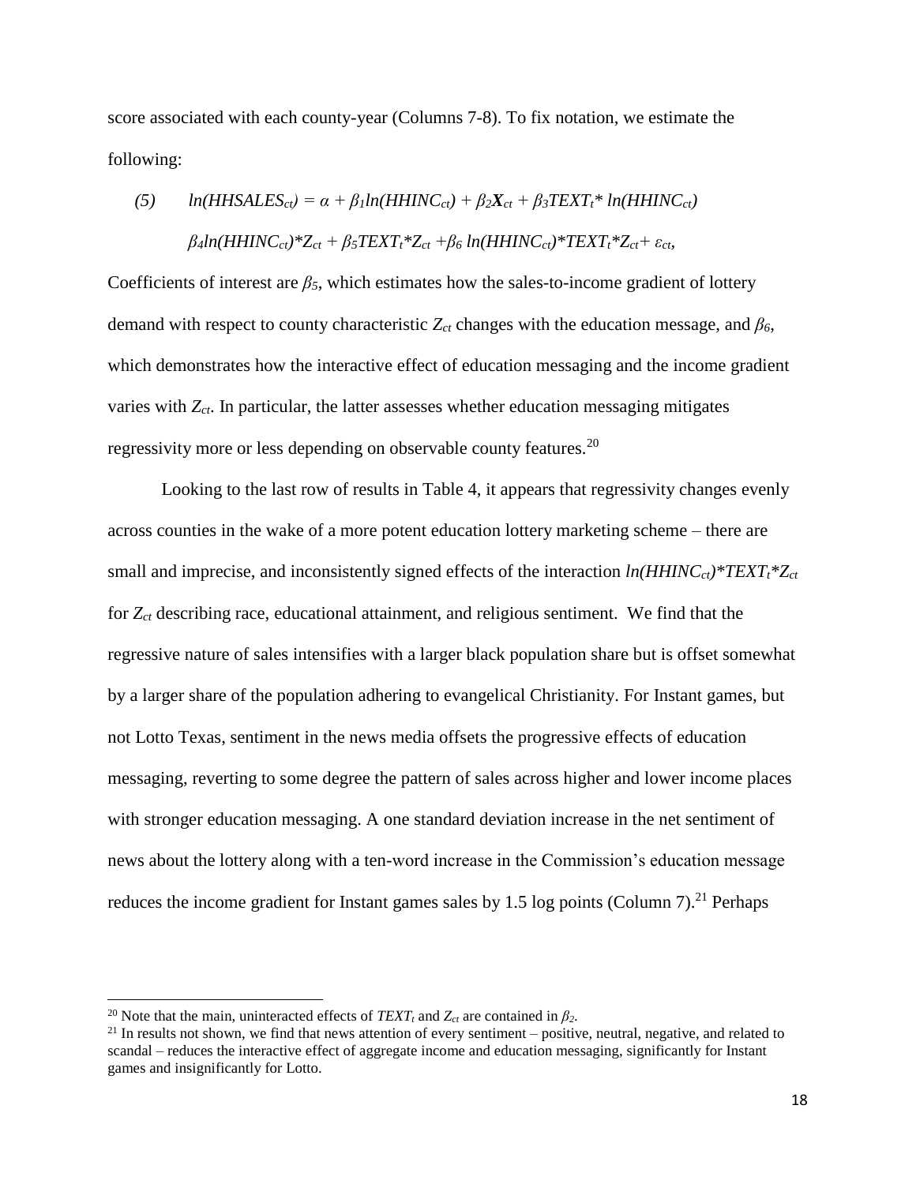score associated with each county-year (Columns 7-8). To fix notation, we estimate the following:

$$(5) \quad ln(HHSALES_{ct}) = \alpha + \beta_1 ln(HHINC_{ct}) + \beta_2 \boldsymbol{X}_{ct} + \beta_3 TEXT_t{*}\, ln(HHINC_{ct})$$

$$\beta_4 ln(HHINC_{ct}){*}Z_{ct} + \beta_5 TEXT_t{*}Z_{ct} + \beta_6\, ln(HHINC_{ct}){*}TEXT_t{*}Z_{ct} + \varepsilon_{ct},$$

Coefficients of interest are $\beta_5$, which estimates how the sales-to-income gradient of lottery demand with respect to county characteristic $Z_{ct}$ changes with the education message, and $\beta_6$, which demonstrates how the interactive effect of education messaging and the income gradient varies with $Z_{ct}$. In particular, the latter assesses whether education messaging mitigates regressivity more or less depending on observable county features.[20]

Looking to the last row of results in Table 4, it appears that regressivity changes evenly across counties in the wake of a more potent education lottery marketing scheme – there are small and imprecise, and inconsistently signed effects of the interaction $ln(HHINC_{ct}){*}TEXT_t{*}Z_{ct}$ for $Z_{ct}$ describing race, educational attainment, and religious sentiment. We find that the regressive nature of sales intensifies with a larger black population share but is offset somewhat by a larger share of the population adhering to evangelical Christianity. For Instant games, but not Lotto Texas, sentiment in the news media offsets the progressive effects of education messaging, reverting to some degree the pattern of sales across higher and lower income places with stronger education messaging. A one standard deviation increase in the net sentiment of news about the lottery along with a ten-word increase in the Commission's education message reduces the income gradient for Instant games sales by 1.5 log points (Column 7).[21] Perhaps

---

[20] Note that the main, uninteracted effects of $TEXT_t$ and $Z_{ct}$ are contained in $\beta_2$.

[21] In results not shown, we find that news attention of every sentiment – positive, neutral, negative, and related to scandal – reduces the interactive effect of aggregate income and education messaging, significantly for Instant games and insignificantly for Lotto.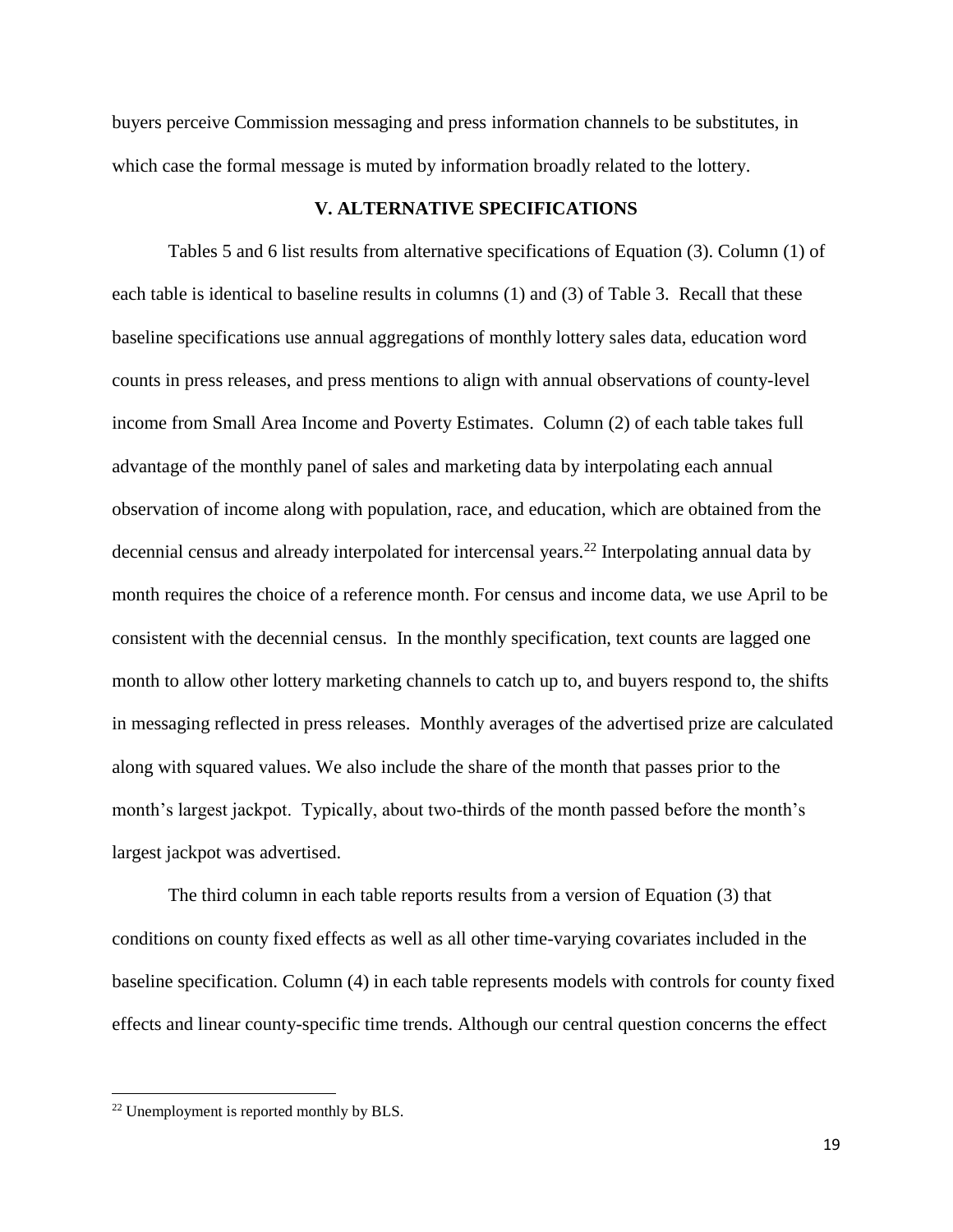buyers perceive Commission messaging and press information channels to be substitutes, in which case the formal message is muted by information broadly related to the lottery.

## V. ALTERNATIVE SPECIFICATIONS

Tables 5 and 6 list results from alternative specifications of Equation (3). Column (1) of each table is identical to baseline results in columns (1) and (3) of Table 3. Recall that these baseline specifications use annual aggregations of monthly lottery sales data, education word counts in press releases, and press mentions to align with annual observations of county-level income from Small Area Income and Poverty Estimates. Column (2) of each table takes full advantage of the monthly panel of sales and marketing data by interpolating each annual observation of income along with population, race, and education, which are obtained from the decennial census and already interpolated for intercensal years.[22] Interpolating annual data by month requires the choice of a reference month. For census and income data, we use April to be consistent with the decennial census. In the monthly specification, text counts are lagged one month to allow other lottery marketing channels to catch up to, and buyers respond to, the shifts in messaging reflected in press releases. Monthly averages of the advertised prize are calculated along with squared values. We also include the share of the month that passes prior to the month's largest jackpot. Typically, about two-thirds of the month passed before the month's largest jackpot was advertised.

The third column in each table reports results from a version of Equation (3) that conditions on county fixed effects as well as all other time-varying covariates included in the baseline specification. Column (4) in each table represents models with controls for county fixed effects and linear county-specific time trends. Although our central question concerns the effect

[22] Unemployment is reported monthly by BLS.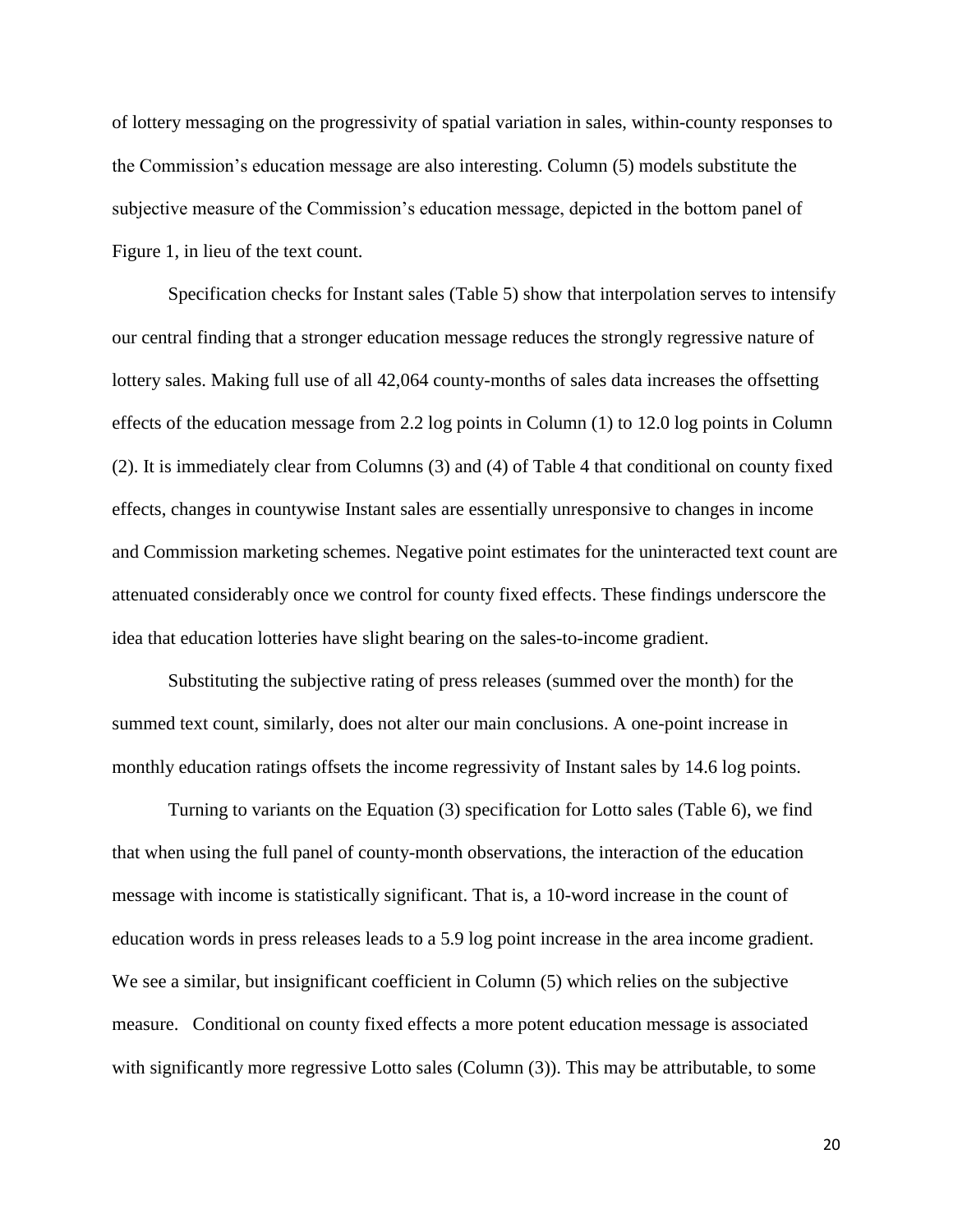of lottery messaging on the progressivity of spatial variation in sales, within-county responses to the Commission's education message are also interesting. Column (5) models substitute the subjective measure of the Commission's education message, depicted in the bottom panel of Figure 1, in lieu of the text count.

Specification checks for Instant sales (Table 5) show that interpolation serves to intensify our central finding that a stronger education message reduces the strongly regressive nature of lottery sales. Making full use of all 42,064 county-months of sales data increases the offsetting effects of the education message from 2.2 log points in Column (1) to 12.0 log points in Column (2). It is immediately clear from Columns (3) and (4) of Table 4 that conditional on county fixed effects, changes in countywise Instant sales are essentially unresponsive to changes in income and Commission marketing schemes. Negative point estimates for the uninteracted text count are attenuated considerably once we control for county fixed effects. These findings underscore the idea that education lotteries have slight bearing on the sales-to-income gradient.

Substituting the subjective rating of press releases (summed over the month) for the summed text count, similarly, does not alter our main conclusions. A one-point increase in monthly education ratings offsets the income regressivity of Instant sales by 14.6 log points.

Turning to variants on the Equation (3) specification for Lotto sales (Table 6), we find that when using the full panel of county-month observations, the interaction of the education message with income is statistically significant. That is, a 10-word increase in the count of education words in press releases leads to a 5.9 log point increase in the area income gradient. We see a similar, but insignificant coefficient in Column (5) which relies on the subjective measure. Conditional on county fixed effects a more potent education message is associated with significantly more regressive Lotto sales (Column (3)). This may be attributable, to some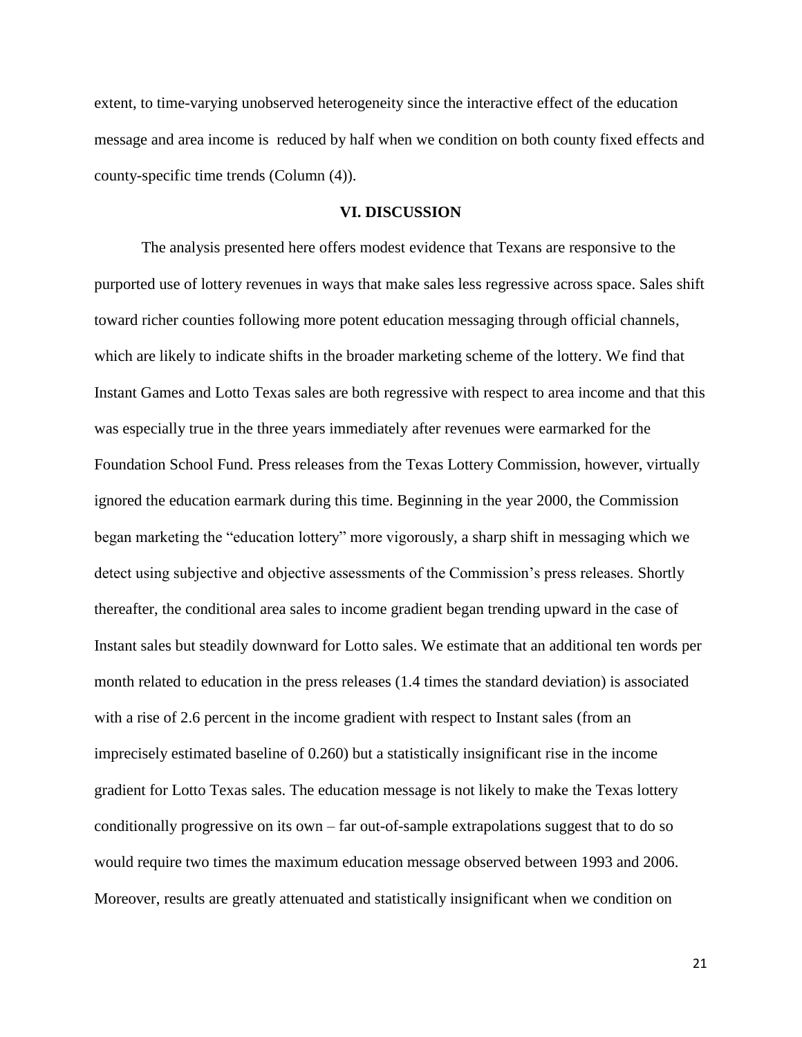extent, to time-varying unobserved heterogeneity since the interactive effect of the education message and area income is reduced by half when we condition on both county fixed effects and county-specific time trends (Column (4)).

## VI. DISCUSSION

The analysis presented here offers modest evidence that Texans are responsive to the purported use of lottery revenues in ways that make sales less regressive across space. Sales shift toward richer counties following more potent education messaging through official channels, which are likely to indicate shifts in the broader marketing scheme of the lottery. We find that Instant Games and Lotto Texas sales are both regressive with respect to area income and that this was especially true in the three years immediately after revenues were earmarked for the Foundation School Fund. Press releases from the Texas Lottery Commission, however, virtually ignored the education earmark during this time. Beginning in the year 2000, the Commission began marketing the "education lottery" more vigorously, a sharp shift in messaging which we detect using subjective and objective assessments of the Commission's press releases. Shortly thereafter, the conditional area sales to income gradient began trending upward in the case of Instant sales but steadily downward for Lotto sales. We estimate that an additional ten words per month related to education in the press releases (1.4 times the standard deviation) is associated with a rise of 2.6 percent in the income gradient with respect to Instant sales (from an imprecisely estimated baseline of 0.260) but a statistically insignificant rise in the income gradient for Lotto Texas sales. The education message is not likely to make the Texas lottery conditionally progressive on its own – far out-of-sample extrapolations suggest that to do so would require two times the maximum education message observed between 1993 and 2006. Moreover, results are greatly attenuated and statistically insignificant when we condition on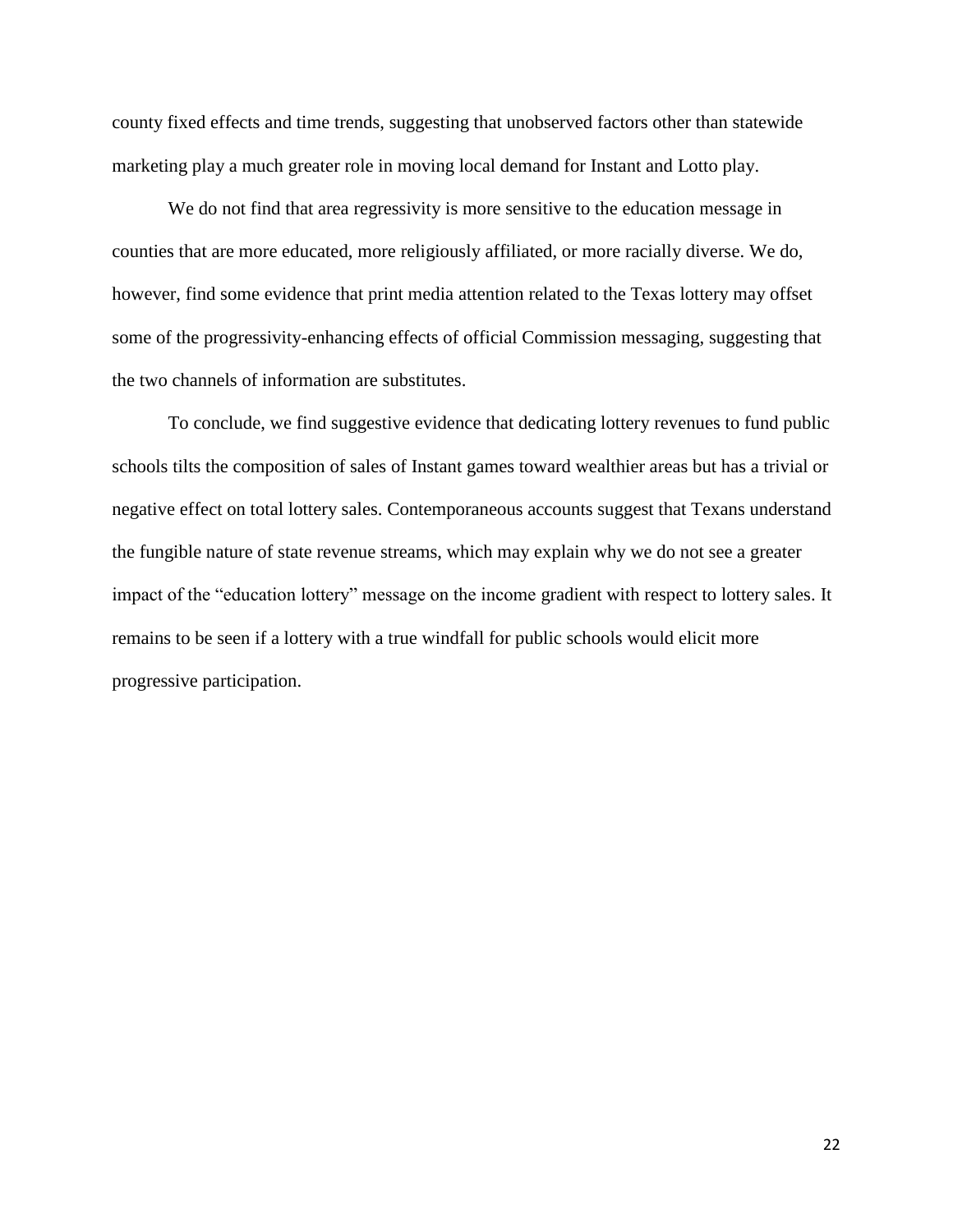county fixed effects and time trends, suggesting that unobserved factors other than statewide marketing play a much greater role in moving local demand for Instant and Lotto play.

We do not find that area regressivity is more sensitive to the education message in counties that are more educated, more religiously affiliated, or more racially diverse. We do, however, find some evidence that print media attention related to the Texas lottery may offset some of the progressivity-enhancing effects of official Commission messaging, suggesting that the two channels of information are substitutes.

To conclude, we find suggestive evidence that dedicating lottery revenues to fund public schools tilts the composition of sales of Instant games toward wealthier areas but has a trivial or negative effect on total lottery sales. Contemporaneous accounts suggest that Texans understand the fungible nature of state revenue streams, which may explain why we do not see a greater impact of the "education lottery" message on the income gradient with respect to lottery sales. It remains to be seen if a lottery with a true windfall for public schools would elicit more progressive participation.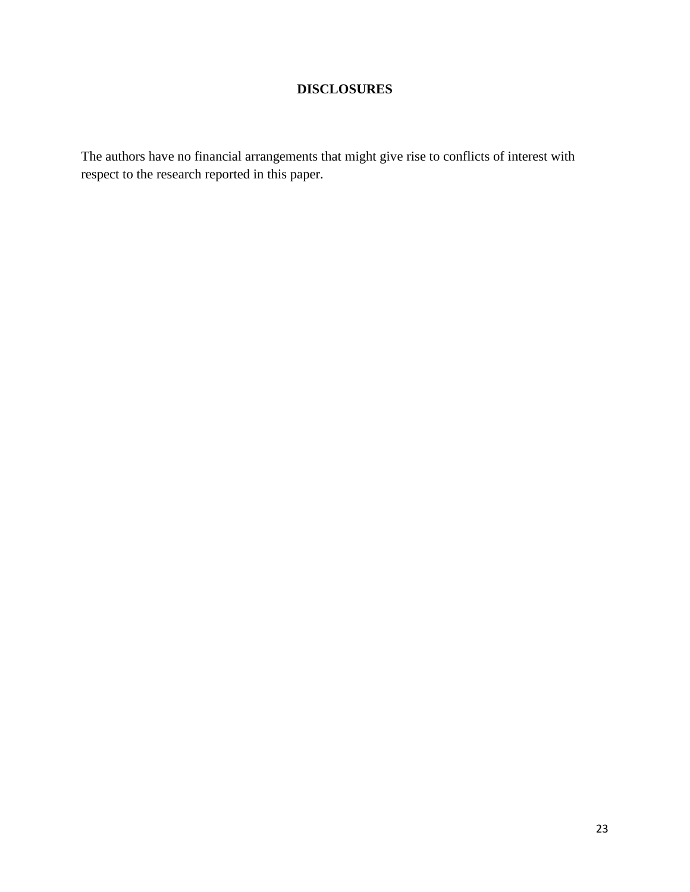## DISCLOSURES

The authors have no financial arrangements that might give rise to conflicts of interest with respect to the research reported in this paper.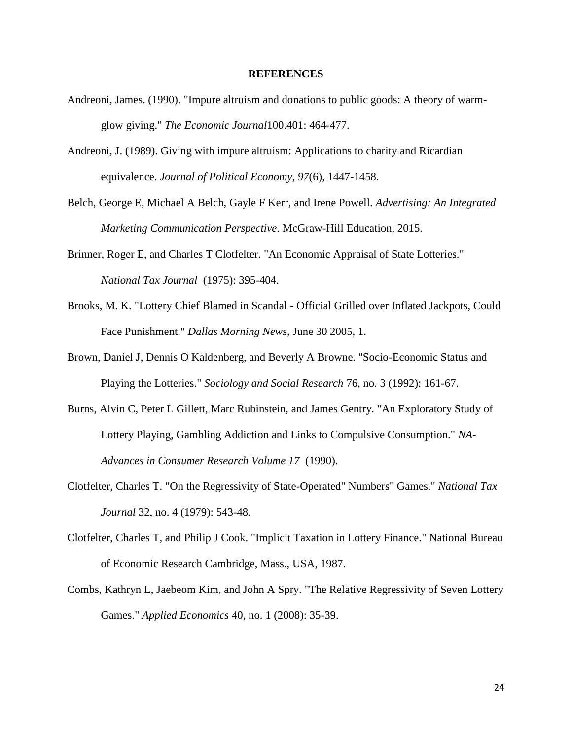**REFERENCES**

Andreoni, James. (1990). "Impure altruism and donations to public goods: A theory of warm-glow giving." *The Economic Journal*100.401: 464-477.

Andreoni, J. (1989). Giving with impure altruism: Applications to charity and Ricardian equivalence. *Journal of Political Economy*, *97*(6), 1447-1458.

Belch, George E, Michael A Belch, Gayle F Kerr, and Irene Powell. *Advertising: An Integrated Marketing Communication Perspective*. McGraw-Hill Education, 2015.

Brinner, Roger E, and Charles T Clotfelter. "An Economic Appraisal of State Lotteries." *National Tax Journal* (1975): 395-404.

Brooks, M. K. "Lottery Chief Blamed in Scandal - Official Grilled over Inflated Jackpots, Could Face Punishment." *Dallas Morning News*, June 30 2005, 1.

Brown, Daniel J, Dennis O Kaldenberg, and Beverly A Browne. "Socio-Economic Status and Playing the Lotteries." *Sociology and Social Research* 76, no. 3 (1992): 161-67.

Burns, Alvin C, Peter L Gillett, Marc Rubinstein, and James Gentry. "An Exploratory Study of Lottery Playing, Gambling Addiction and Links to Compulsive Consumption." *NA-Advances in Consumer Research Volume 17* (1990).

Clotfelter, Charles T. "On the Regressivity of State-Operated" Numbers" Games." *National Tax Journal* 32, no. 4 (1979): 543-48.

Clotfelter, Charles T, and Philip J Cook. "Implicit Taxation in Lottery Finance." National Bureau of Economic Research Cambridge, Mass., USA, 1987.

Combs, Kathryn L, Jaebeom Kim, and John A Spry. "The Relative Regressivity of Seven Lottery Games." *Applied Economics* 40, no. 1 (2008): 35-39.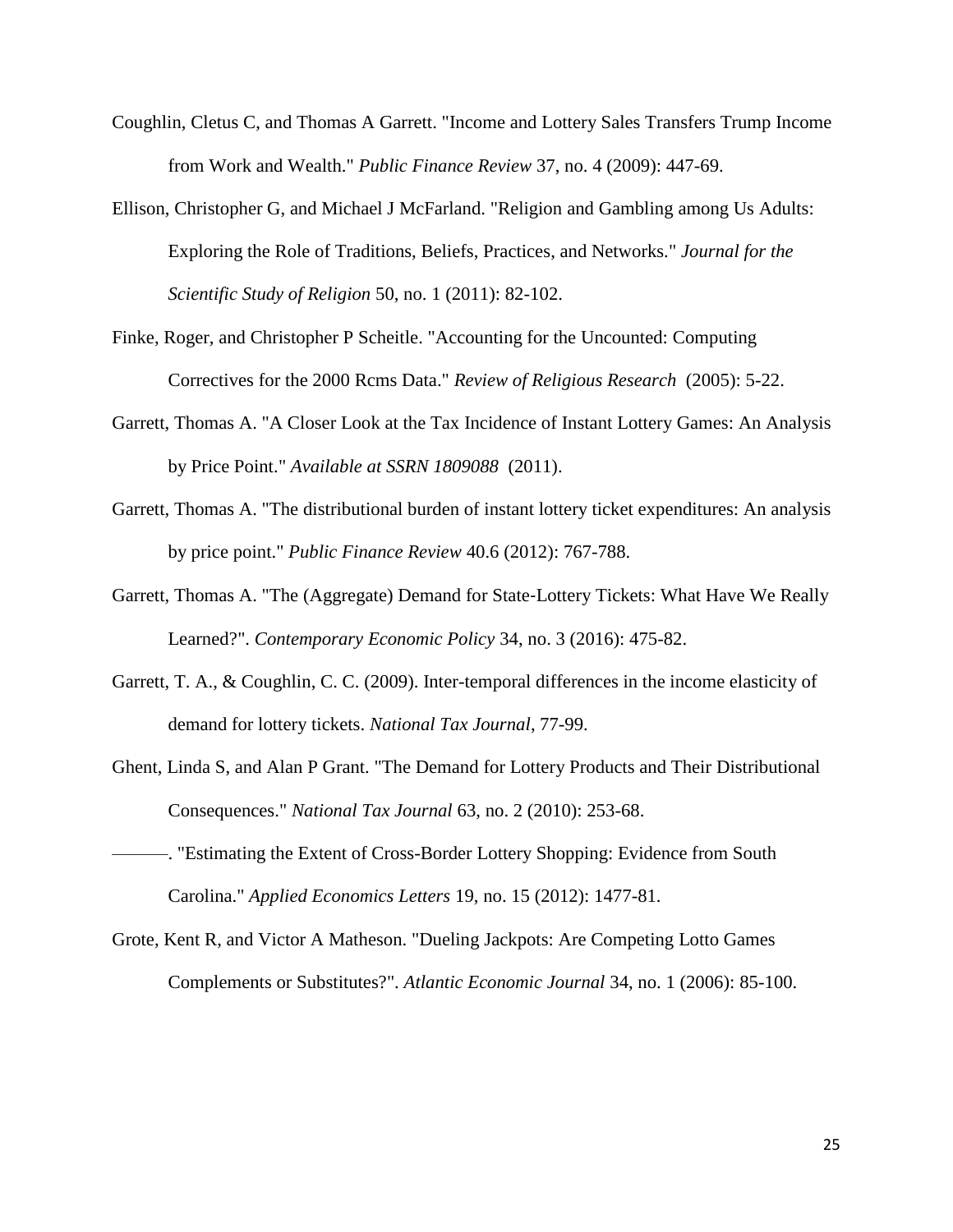Coughlin, Cletus C, and Thomas A Garrett. "Income and Lottery Sales Transfers Trump Income from Work and Wealth." *Public Finance Review* 37, no. 4 (2009): 447-69.

Ellison, Christopher G, and Michael J McFarland. "Religion and Gambling among Us Adults: Exploring the Role of Traditions, Beliefs, Practices, and Networks." *Journal for the Scientific Study of Religion* 50, no. 1 (2011): 82-102.

Finke, Roger, and Christopher P Scheitle. "Accounting for the Uncounted: Computing Correctives for the 2000 Rcms Data." *Review of Religious Research* (2005): 5-22.

Garrett, Thomas A. "A Closer Look at the Tax Incidence of Instant Lottery Games: An Analysis by Price Point." *Available at SSRN 1809088* (2011).

Garrett, Thomas A. "The distributional burden of instant lottery ticket expenditures: An analysis by price point." *Public Finance Review* 40.6 (2012): 767-788.

Garrett, Thomas A. "The (Aggregate) Demand for State-Lottery Tickets: What Have We Really Learned?". *Contemporary Economic Policy* 34, no. 3 (2016): 475-82.

Garrett, T. A., & Coughlin, C. C. (2009). Inter-temporal differences in the income elasticity of demand for lottery tickets. *National Tax Journal*, 77-99.

Ghent, Linda S, and Alan P Grant. "The Demand for Lottery Products and Their Distributional Consequences." *National Tax Journal* 63, no. 2 (2010): 253-68.

———. "Estimating the Extent of Cross-Border Lottery Shopping: Evidence from South Carolina." *Applied Economics Letters* 19, no. 15 (2012): 1477-81.

Grote, Kent R, and Victor A Matheson. "Dueling Jackpots: Are Competing Lotto Games Complements or Substitutes?". *Atlantic Economic Journal* 34, no. 1 (2006): 85-100.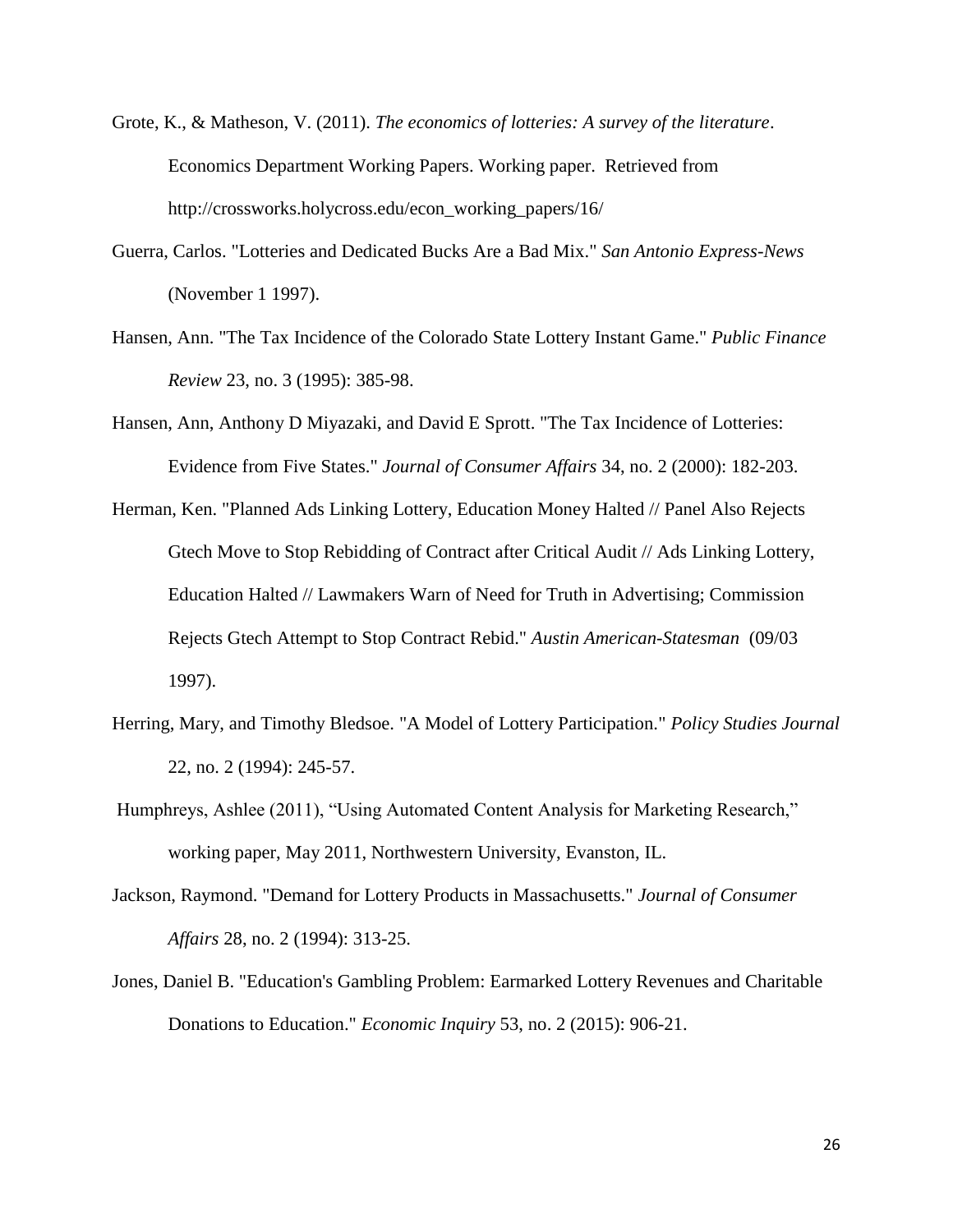Grote, K., & Matheson, V. (2011). *The economics of lotteries: A survey of the literature*. Economics Department Working Papers. Working paper. Retrieved from http://crossworks.holycross.edu/econ_working_papers/16/

Guerra, Carlos. "Lotteries and Dedicated Bucks Are a Bad Mix." *San Antonio Express-News* (November 1 1997).

Hansen, Ann. "The Tax Incidence of the Colorado State Lottery Instant Game." *Public Finance Review* 23, no. 3 (1995): 385-98.

Hansen, Ann, Anthony D Miyazaki, and David E Sprott. "The Tax Incidence of Lotteries: Evidence from Five States." *Journal of Consumer Affairs* 34, no. 2 (2000): 182-203.

Herman, Ken. "Planned Ads Linking Lottery, Education Money Halted // Panel Also Rejects Gtech Move to Stop Rebidding of Contract after Critical Audit // Ads Linking Lottery, Education Halted // Lawmakers Warn of Need for Truth in Advertising; Commission Rejects Gtech Attempt to Stop Contract Rebid." *Austin American-Statesman* (09/03 1997).

Herring, Mary, and Timothy Bledsoe. "A Model of Lottery Participation." *Policy Studies Journal* 22, no. 2 (1994): 245-57.

Humphreys, Ashlee (2011), "Using Automated Content Analysis for Marketing Research," working paper, May 2011, Northwestern University, Evanston, IL.

Jackson, Raymond. "Demand for Lottery Products in Massachusetts." *Journal of Consumer Affairs* 28, no. 2 (1994): 313-25.

Jones, Daniel B. "Education's Gambling Problem: Earmarked Lottery Revenues and Charitable Donations to Education." *Economic Inquiry* 53, no. 2 (2015): 906-21.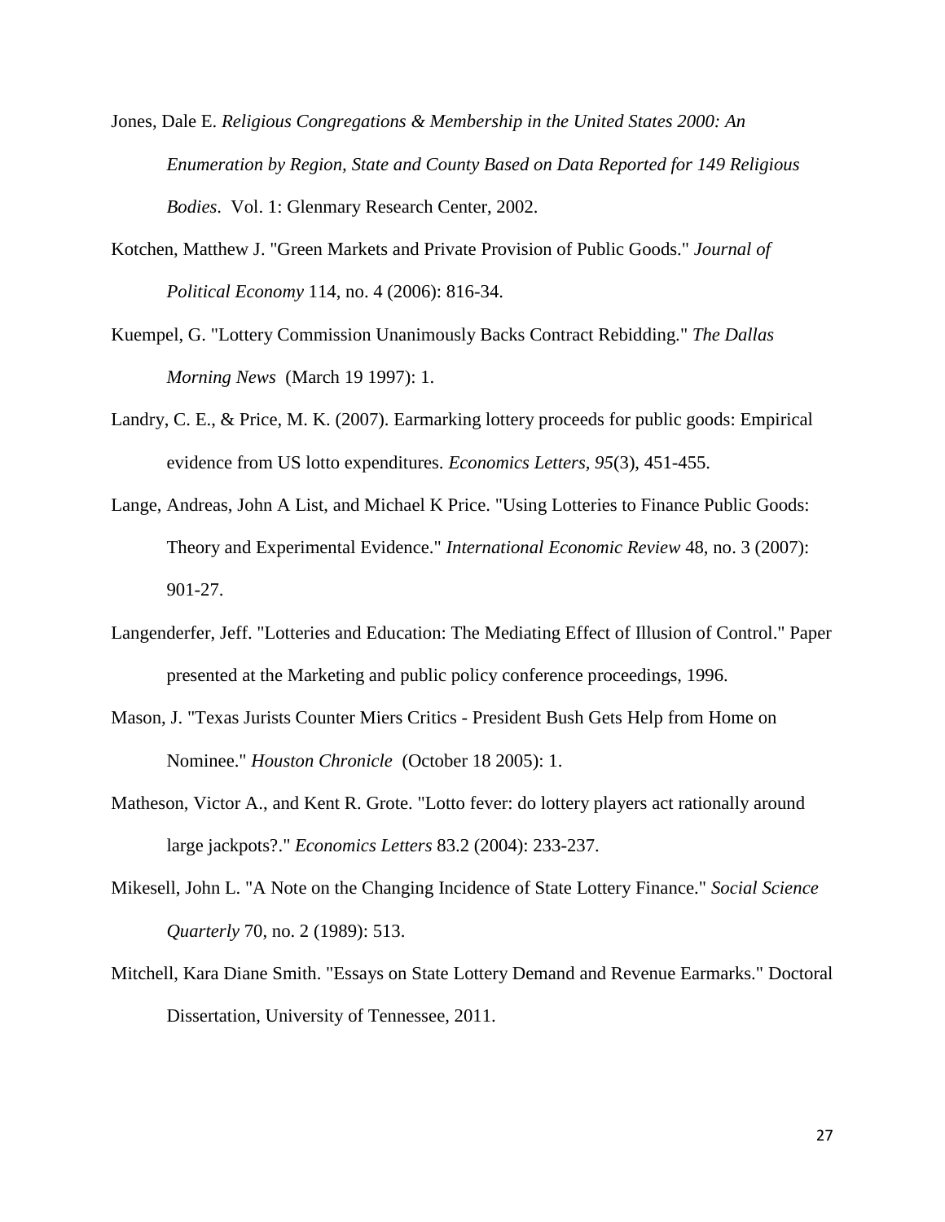Jones, Dale E. *Religious Congregations & Membership in the United States 2000: An Enumeration by Region, State and County Based on Data Reported for 149 Religious Bodies*. Vol. 1: Glenmary Research Center, 2002.

Kotchen, Matthew J. "Green Markets and Private Provision of Public Goods." *Journal of Political Economy* 114, no. 4 (2006): 816-34.

Kuempel, G. "Lottery Commission Unanimously Backs Contract Rebidding." *The Dallas Morning News* (March 19 1997): 1.

Landry, C. E., & Price, M. K. (2007). Earmarking lottery proceeds for public goods: Empirical evidence from US lotto expenditures. *Economics Letters, 95*(3), 451-455.

Lange, Andreas, John A List, and Michael K Price. "Using Lotteries to Finance Public Goods: Theory and Experimental Evidence." *International Economic Review* 48, no. 3 (2007): 901-27.

Langenderfer, Jeff. "Lotteries and Education: The Mediating Effect of Illusion of Control." Paper presented at the Marketing and public policy conference proceedings, 1996.

Mason, J. "Texas Jurists Counter Miers Critics - President Bush Gets Help from Home on Nominee." *Houston Chronicle* (October 18 2005): 1.

Matheson, Victor A., and Kent R. Grote. "Lotto fever: do lottery players act rationally around large jackpots?." *Economics Letters* 83.2 (2004): 233-237.

Mikesell, John L. "A Note on the Changing Incidence of State Lottery Finance." *Social Science Quarterly* 70, no. 2 (1989): 513.

Mitchell, Kara Diane Smith. "Essays on State Lottery Demand and Revenue Earmarks." Doctoral Dissertation, University of Tennessee, 2011.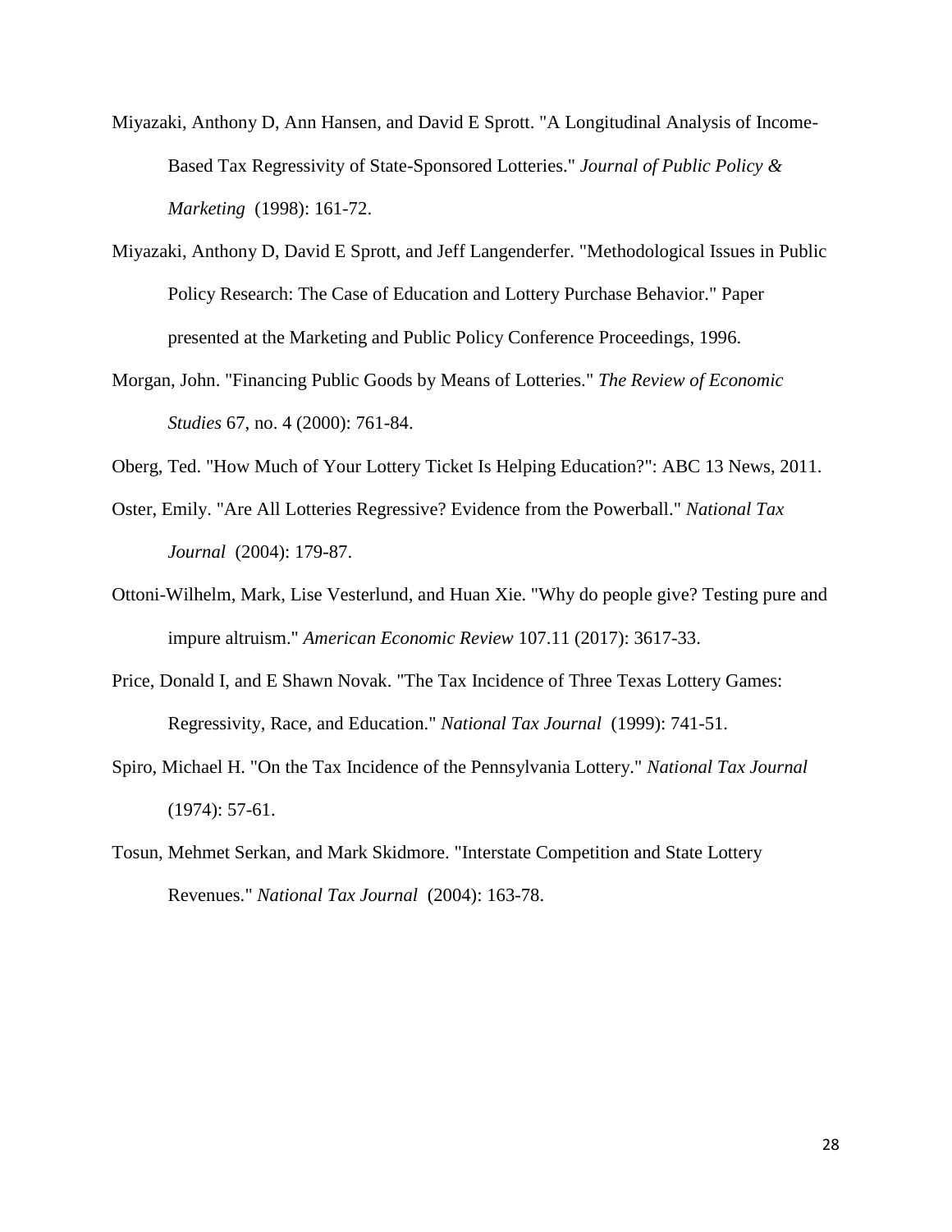Miyazaki, Anthony D, Ann Hansen, and David E Sprott. "A Longitudinal Analysis of Income-Based Tax Regressivity of State-Sponsored Lotteries." *Journal of Public Policy & Marketing* (1998): 161-72.

Miyazaki, Anthony D, David E Sprott, and Jeff Langenderfer. "Methodological Issues in Public Policy Research: The Case of Education and Lottery Purchase Behavior." Paper presented at the Marketing and Public Policy Conference Proceedings, 1996.

Morgan, John. "Financing Public Goods by Means of Lotteries." *The Review of Economic Studies* 67, no. 4 (2000): 761-84.

Oberg, Ted. "How Much of Your Lottery Ticket Is Helping Education?": ABC 13 News, 2011.

Oster, Emily. "Are All Lotteries Regressive? Evidence from the Powerball." *National Tax Journal* (2004): 179-87.

Ottoni-Wilhelm, Mark, Lise Vesterlund, and Huan Xie. "Why do people give? Testing pure and impure altruism." *American Economic Review* 107.11 (2017): 3617-33.

Price, Donald I, and E Shawn Novak. "The Tax Incidence of Three Texas Lottery Games: Regressivity, Race, and Education." *National Tax Journal* (1999): 741-51.

Spiro, Michael H. "On the Tax Incidence of the Pennsylvania Lottery." *National Tax Journal* (1974): 57-61.

Tosun, Mehmet Serkan, and Mark Skidmore. "Interstate Competition and State Lottery Revenues." *National Tax Journal* (2004): 163-78.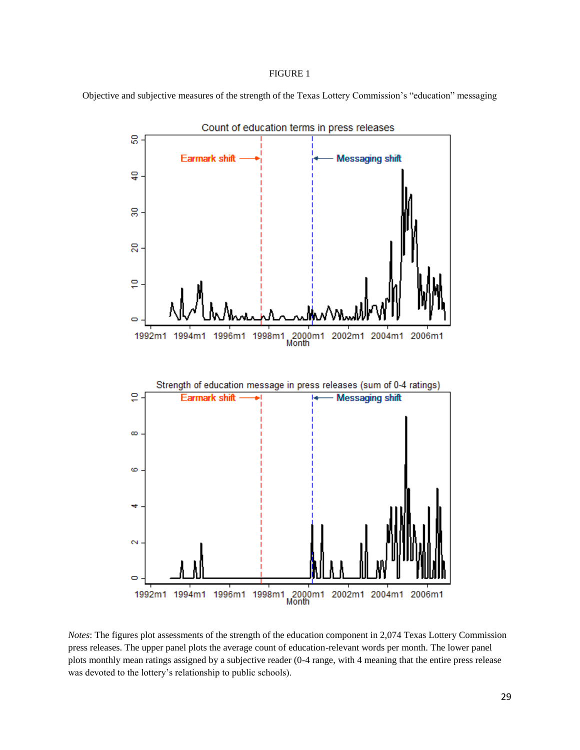FIGURE 1

Objective and subjective measures of the strength of the Texas Lottery Commission's "education" messaging

*Notes*: The figures plot assessments of the strength of the education component in 2,074 Texas Lottery Commission press releases. The upper panel plots the average count of education-relevant words per month. The lower panel plots monthly mean ratings assigned by a subjective reader (0-4 range, with 4 meaning that the entire press release was devoted to the lottery's relationship to public schools).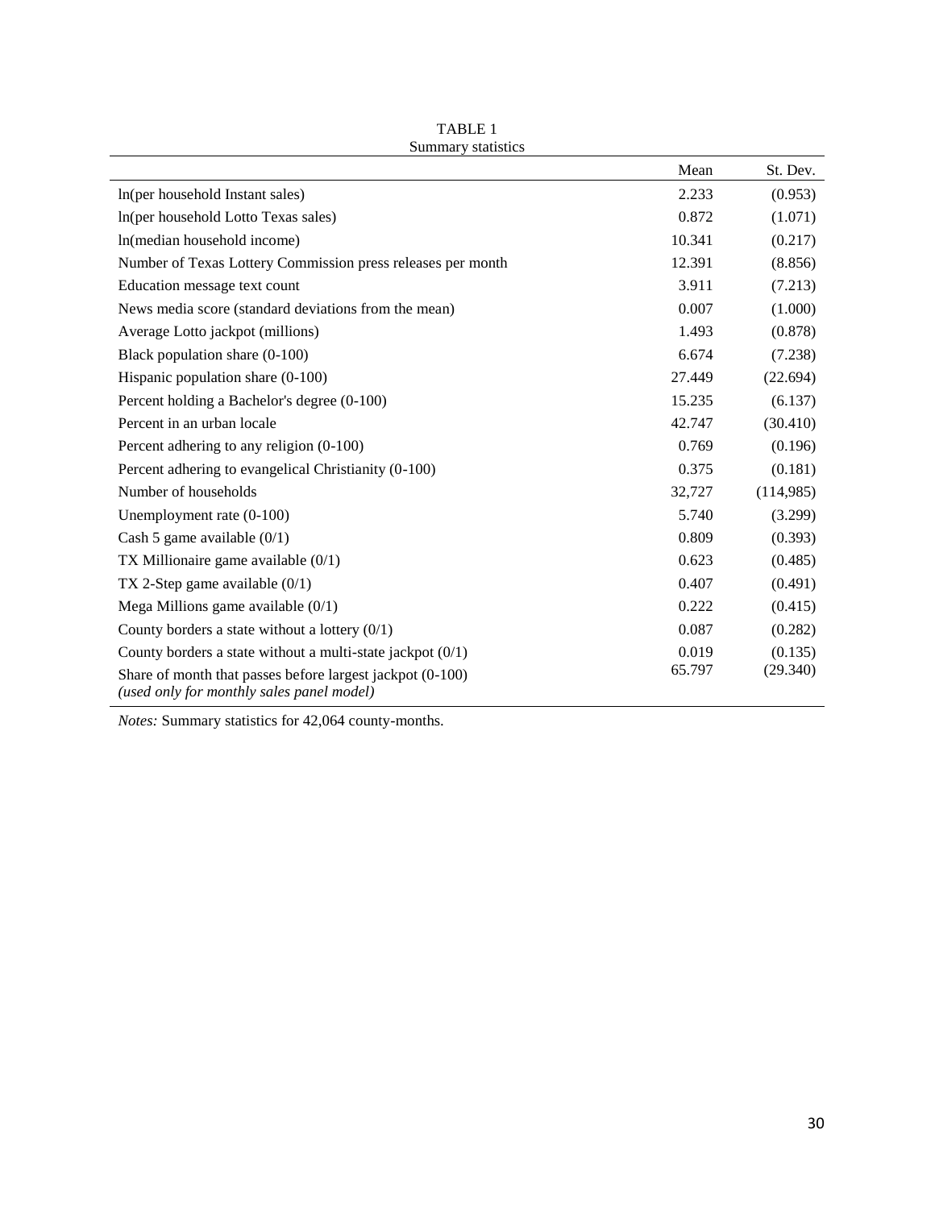TABLE 1
Summary statistics

| | Mean | St. Dev. |
|---|---|---|
| ln(per household Instant sales) | 2.233 | (0.953) |
| ln(per household Lotto Texas sales) | 0.872 | (1.071) |
| ln(median household income) | 10.341 | (0.217) |
| Number of Texas Lottery Commission press releases per month | 12.391 | (8.856) |
| Education message text count | 3.911 | (7.213) |
| News media score (standard deviations from the mean) | 0.007 | (1.000) |
| Average Lotto jackpot (millions) | 1.493 | (0.878) |
| Black population share (0-100) | 6.674 | (7.238) |
| Hispanic population share (0-100) | 27.449 | (22.694) |
| Percent holding a Bachelor's degree (0-100) | 15.235 | (6.137) |
| Percent in an urban locale | 42.747 | (30.410) |
| Percent adhering to any religion (0-100) | 0.769 | (0.196) |
| Percent adhering to evangelical Christianity (0-100) | 0.375 | (0.181) |
| Number of households | 32,727 | (114,985) |
| Unemployment rate (0-100) | 5.740 | (3.299) |
| Cash 5 game available (0/1) | 0.809 | (0.393) |
| TX Millionaire game available (0/1) | 0.623 | (0.485) |
| TX 2-Step game available (0/1) | 0.407 | (0.491) |
| Mega Millions game available (0/1) | 0.222 | (0.415) |
| County borders a state without a lottery (0/1) | 0.087 | (0.282) |
| County borders a state without a multi-state jackpot (0/1) | 0.019 | (0.135) |
| Share of month that passes before largest jackpot (0-100) *(used only for monthly sales panel model)* | 65.797 | (29.340) |

*Notes:* Summary statistics for 42,064 county-months.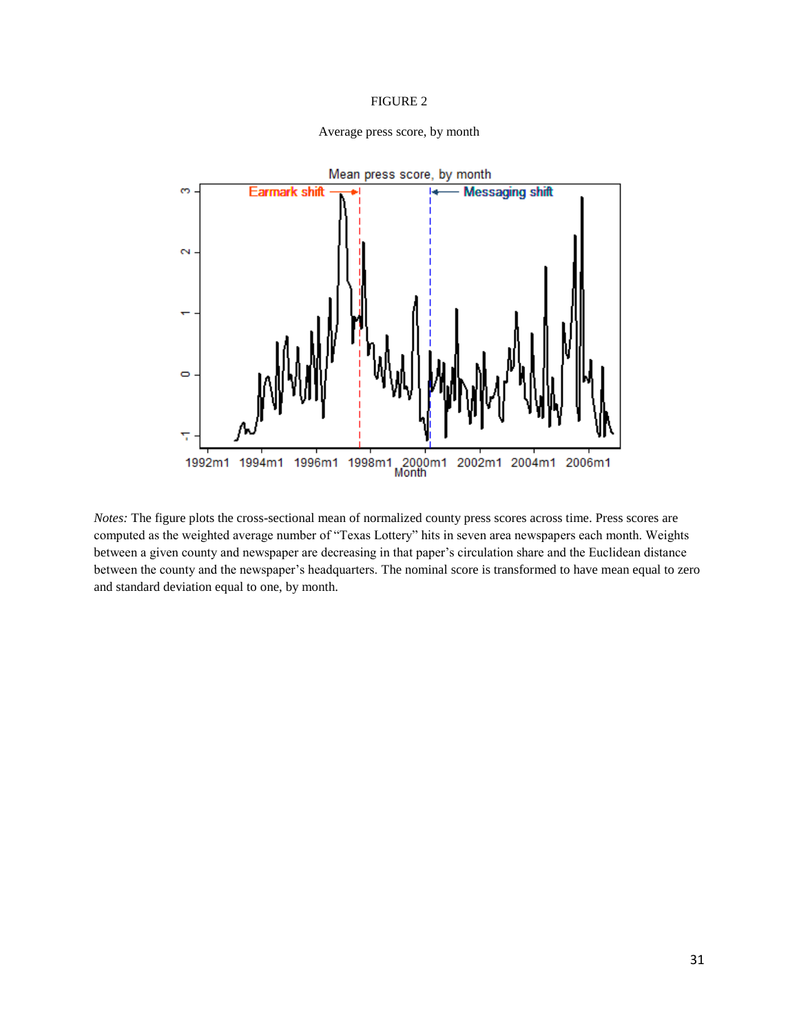FIGURE 2

Average press score, by month

*Notes:* The figure plots the cross-sectional mean of normalized county press scores across time. Press scores are computed as the weighted average number of "Texas Lottery" hits in seven area newspapers each month. Weights between a given county and newspaper are decreasing in that paper's circulation share and the Euclidean distance between the county and the newspaper's headquarters. The nominal score is transformed to have mean equal to zero and standard deviation equal to one, by month.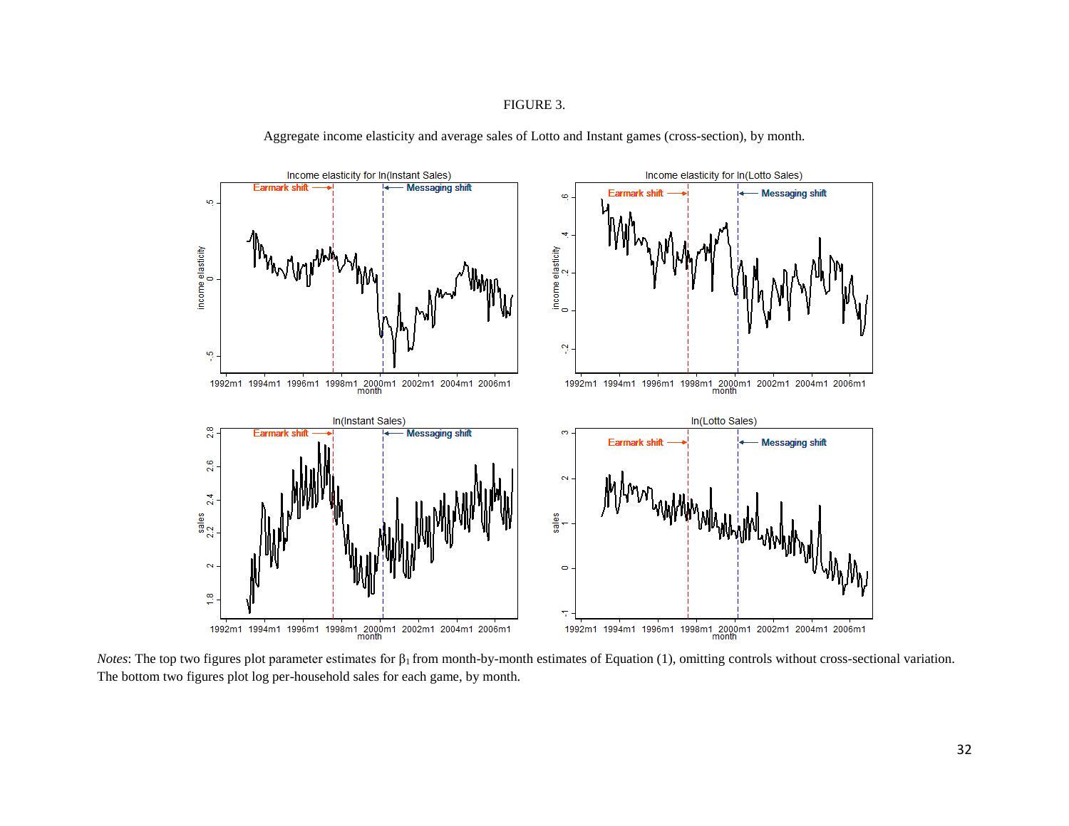FIGURE 3.

Aggregate income elasticity and average sales of Lotto and Instant games (cross-section), by month.

*Notes*: The top two figures plot parameter estimates for $\beta_1$ from month-by-month estimates of Equation (1), omitting controls without cross-sectional variation. The bottom two figures plot log per-household sales for each game, by month.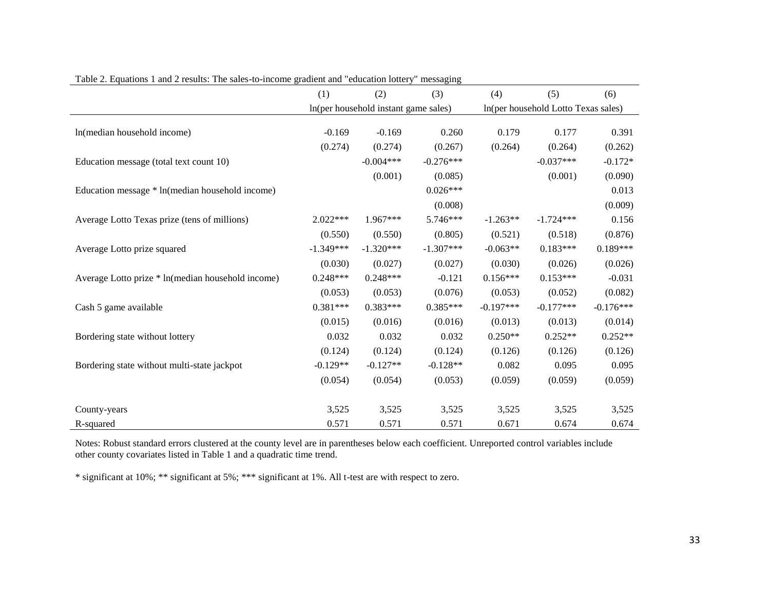Table 2. Equations 1 and 2 results: The sales-to-income gradient and "education lottery" messaging

| | (1) | (2) | (3) | (4) | (5) | (6) |
|---|---|---|---|---|---|---|
| | ln(per household instant game sales) | | | ln(per household Lotto Texas sales) | | |
| ln(median household income) | -0.169 | -0.169 | 0.260 | 0.179 | 0.177 | 0.391 |
| | (0.274) | (0.274) | (0.267) | (0.264) | (0.264) | (0.262) |
| Education message (total text count 10) | | -0.004*** | -0.276*** | | -0.037*** | -0.172* |
| | | (0.001) | (0.085) | | (0.001) | (0.090) |
| Education message * ln(median household income) | | | 0.026*** | | | 0.013 |
| | | | (0.008) | | | (0.009) |
| Average Lotto Texas prize (tens of millions) | 2.022*** | 1.967*** | 5.746*** | -1.263** | -1.724*** | 0.156 |
| | (0.550) | (0.550) | (0.805) | (0.521) | (0.518) | (0.876) |
| Average Lotto prize squared | -1.349*** | -1.320*** | -1.307*** | -0.063** | 0.183*** | 0.189*** |
| | (0.030) | (0.027) | (0.027) | (0.030) | (0.026) | (0.026) |
| Average Lotto prize * ln(median household income) | 0.248*** | 0.248*** | -0.121 | 0.156*** | 0.153*** | -0.031 |
| | (0.053) | (0.053) | (0.076) | (0.053) | (0.052) | (0.082) |
| Cash 5 game available | 0.381*** | 0.383*** | 0.385*** | -0.197*** | -0.177*** | -0.176*** |
| | (0.015) | (0.016) | (0.016) | (0.013) | (0.013) | (0.014) |
| Bordering state without lottery | 0.032 | 0.032 | 0.032 | 0.250** | 0.252** | 0.252** |
| | (0.124) | (0.124) | (0.124) | (0.126) | (0.126) | (0.126) |
| Bordering state without multi-state jackpot | -0.129** | -0.127** | -0.128** | 0.082 | 0.095 | 0.095 |
| | (0.054) | (0.054) | (0.053) | (0.059) | (0.059) | (0.059) |
| County-years | 3,525 | 3,525 | 3,525 | 3,525 | 3,525 | 3,525 |
| R-squared | 0.571 | 0.571 | 0.571 | 0.671 | 0.674 | 0.674 |

Notes: Robust standard errors clustered at the county level are in parentheses below each coefficient. Unreported control variables include other county covariates listed in Table 1 and a quadratic time trend.

* significant at 10%; ** significant at 5%; *** significant at 1%. All t-test are with respect to zero.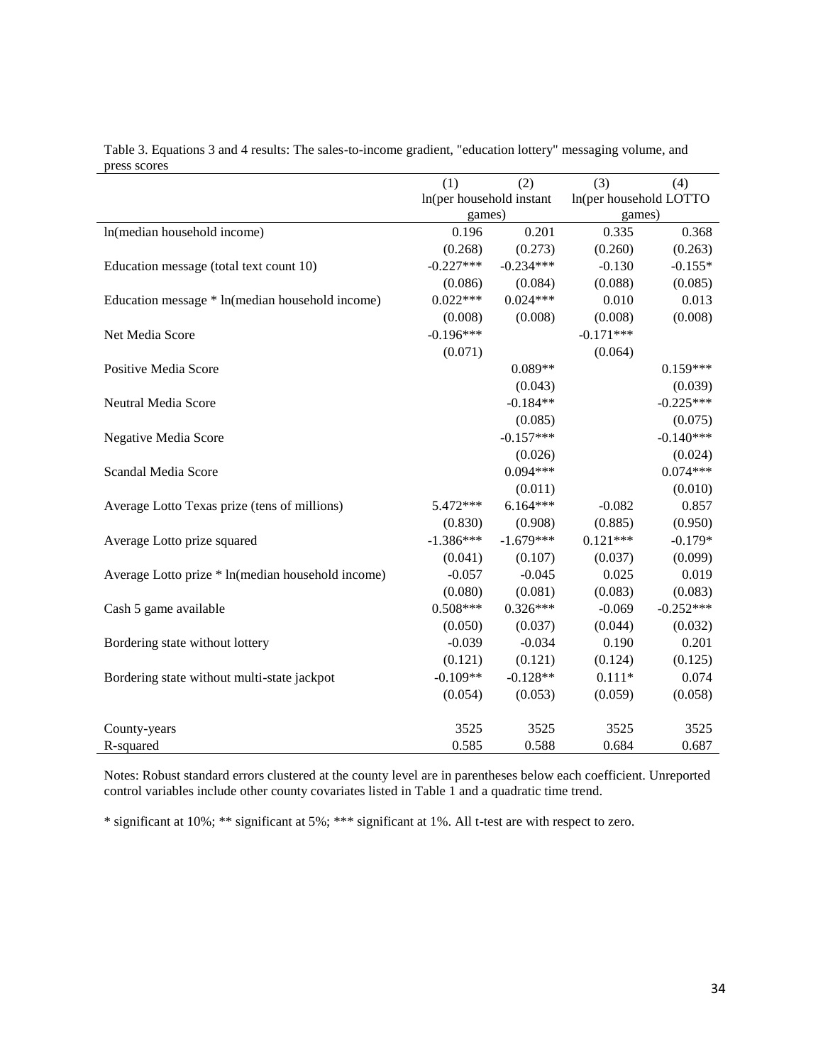Table 3. Equations 3 and 4 results: The sales-to-income gradient, "education lottery" messaging volume, and press scores

| | (1) | (2) | (3) | (4) |
|---|---|---|---|---|
| | ln(per household instant games) | | ln(per household LOTTO games) | |
| ln(median household income) | 0.196 | 0.201 | 0.335 | 0.368 |
| | (0.268) | (0.273) | (0.260) | (0.263) |
| Education message (total text count 10) | -0.227*** | -0.234*** | -0.130 | -0.155* |
| | (0.086) | (0.084) | (0.088) | (0.085) |
| Education message * ln(median household income) | 0.022*** | 0.024*** | 0.010 | 0.013 |
| | (0.008) | (0.008) | (0.008) | (0.008) |
| Net Media Score | -0.196*** | | -0.171*** | |
| | (0.071) | | (0.064) | |
| Positive Media Score | | 0.089** | | 0.159*** |
| | | (0.043) | | (0.039) |
| Neutral Media Score | | -0.184** | | -0.225*** |
| | | (0.085) | | (0.075) |
| Negative Media Score | | -0.157*** | | -0.140*** |
| | | (0.026) | | (0.024) |
| Scandal Media Score | | 0.094*** | | 0.074*** |
| | | (0.011) | | (0.010) |
| Average Lotto Texas prize (tens of millions) | 5.472*** | 6.164*** | -0.082 | 0.857 |
| | (0.830) | (0.908) | (0.885) | (0.950) |
| Average Lotto prize squared | -1.386*** | -1.679*** | 0.121*** | -0.179* |
| | (0.041) | (0.107) | (0.037) | (0.099) |
| Average Lotto prize * ln(median household income) | -0.057 | -0.045 | 0.025 | 0.019 |
| | (0.080) | (0.081) | (0.083) | (0.083) |
| Cash 5 game available | 0.508*** | 0.326*** | -0.069 | -0.252*** |
| | (0.050) | (0.037) | (0.044) | (0.032) |
| Bordering state without lottery | -0.039 | -0.034 | 0.190 | 0.201 |
| | (0.121) | (0.121) | (0.124) | (0.125) |
| Bordering state without multi-state jackpot | -0.109** | -0.128** | 0.111* | 0.074 |
| | (0.054) | (0.053) | (0.059) | (0.058) |
| County-years | 3525 | 3525 | 3525 | 3525 |
| R-squared | 0.585 | 0.588 | 0.684 | 0.687 |

Notes: Robust standard errors clustered at the county level are in parentheses below each coefficient. Unreported control variables include other county covariates listed in Table 1 and a quadratic time trend.

* significant at 10%; ** significant at 5%; *** significant at 1%. All t-test are with respect to zero.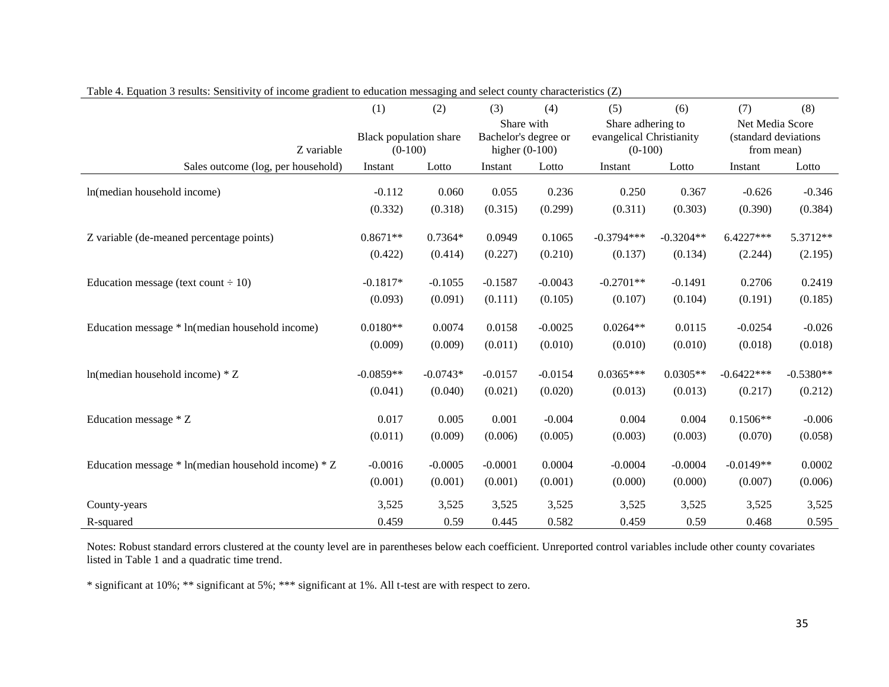Table 4. Equation 3 results: Sensitivity of income gradient to education messaging and select county characteristics (Z)

| | (1) | (2) | (3) | (4) | (5) | (6) | (7) | (8) |
|---|---|---|---|---|---|---|---|---|
| Z variable | Black population share (0-100) | | Share with Bachelor's degree or higher (0-100) | | Share adhering to evangelical Christianity (0-100) | | Net Media Score (standard deviations from mean) | |
| Sales outcome (log, per household) | Instant | Lotto | Instant | Lotto | Instant | Lotto | Instant | Lotto |
| ln(median household income) | -0.112 | 0.060 | 0.055 | 0.236 | 0.250 | 0.367 | -0.626 | -0.346 |
| | (0.332) | (0.318) | (0.315) | (0.299) | (0.311) | (0.303) | (0.390) | (0.384) |
| Z variable (de-meaned percentage points) | 0.8671** | 0.7364* | 0.0949 | 0.1065 | -0.3794*** | -0.3204** | 6.4227*** | 5.3712** |
| | (0.422) | (0.414) | (0.227) | (0.210) | (0.137) | (0.134) | (2.244) | (2.195) |
| Education message (text count ÷ 10) | -0.1817* | -0.1055 | -0.1587 | -0.0043 | -0.2701** | -0.1491 | 0.2706 | 0.2419 |
| | (0.093) | (0.091) | (0.111) | (0.105) | (0.107) | (0.104) | (0.191) | (0.185) |
| Education message * ln(median household income) | 0.0180** | 0.0074 | 0.0158 | -0.0025 | 0.0264** | 0.0115 | -0.0254 | -0.026 |
| | (0.009) | (0.009) | (0.011) | (0.010) | (0.010) | (0.010) | (0.018) | (0.018) |
| ln(median household income) * Z | -0.0859** | -0.0743* | -0.0157 | -0.0154 | 0.0365*** | 0.0305** | -0.6422*** | -0.5380** |
| | (0.041) | (0.040) | (0.021) | (0.020) | (0.013) | (0.013) | (0.217) | (0.212) |
| Education message * Z | 0.017 | 0.005 | 0.001 | -0.004 | 0.004 | 0.004 | 0.1506** | -0.006 |
| | (0.011) | (0.009) | (0.006) | (0.005) | (0.003) | (0.003) | (0.070) | (0.058) |
| Education message * ln(median household income) * Z | -0.0016 | -0.0005 | -0.0001 | 0.0004 | -0.0004 | -0.0004 | -0.0149** | 0.0002 |
| | (0.001) | (0.001) | (0.001) | (0.001) | (0.000) | (0.000) | (0.007) | (0.006) |
| County-years | 3,525 | 3,525 | 3,525 | 3,525 | 3,525 | 3,525 | 3,525 | 3,525 |
| R-squared | 0.459 | 0.59 | 0.445 | 0.582 | 0.459 | 0.59 | 0.468 | 0.595 |

Notes: Robust standard errors clustered at the county level are in parentheses below each coefficient. Unreported control variables include other county covariates listed in Table 1 and a quadratic time trend.

* significant at 10%; ** significant at 5%; *** significant at 1%. All t-test are with respect to zero.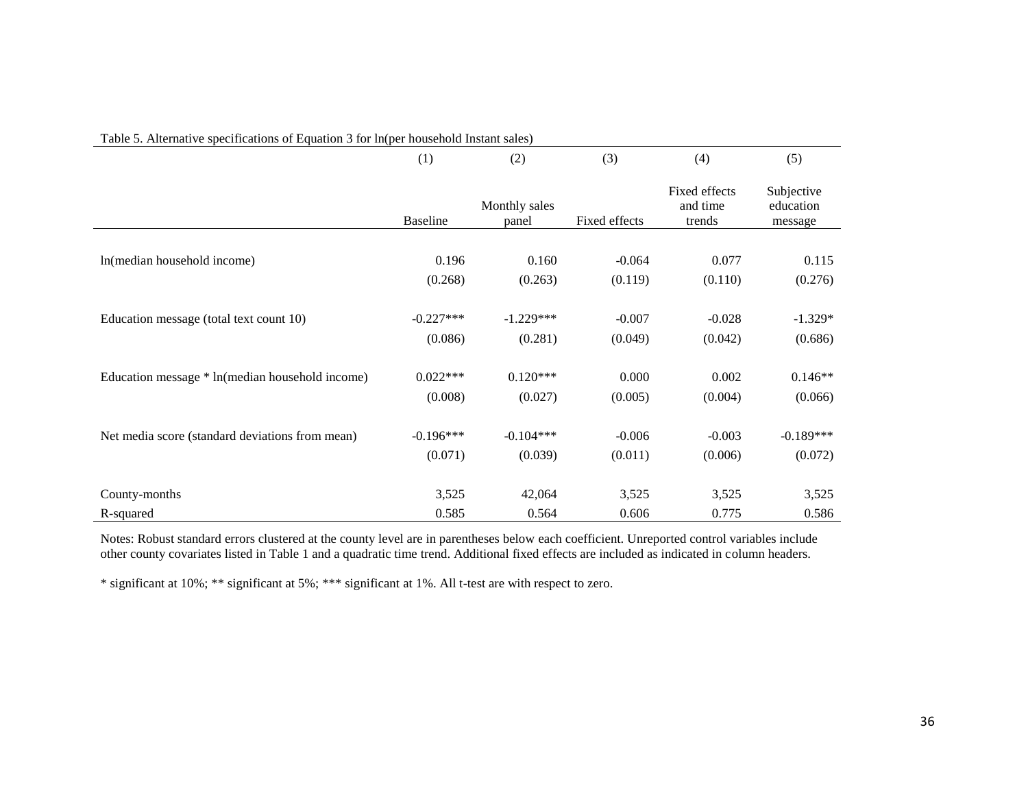Table 5. Alternative specifications of Equation 3 for ln(per household Instant sales)

| | (1) | (2) | (3) | (4) | (5) |
|---|---|---|---|---|---|
| | Baseline | Monthly sales panel | Fixed effects | Fixed effects and time trends | Subjective education message |
| ln(median household income) | 0.196 | 0.160 | -0.064 | 0.077 | 0.115 |
| | (0.268) | (0.263) | (0.119) | (0.110) | (0.276) |
| Education message (total text count 10) | -0.227*** | -1.229*** | -0.007 | -0.028 | -1.329* |
| | (0.086) | (0.281) | (0.049) | (0.042) | (0.686) |
| Education message * ln(median household income) | 0.022*** | 0.120*** | 0.000 | 0.002 | 0.146** |
| | (0.008) | (0.027) | (0.005) | (0.004) | (0.066) |
| Net media score (standard deviations from mean) | -0.196*** | -0.104*** | -0.006 | -0.003 | -0.189*** |
| | (0.071) | (0.039) | (0.011) | (0.006) | (0.072) |
| County-months | 3,525 | 42,064 | 3,525 | 3,525 | 3,525 |
| R-squared | 0.585 | 0.564 | 0.606 | 0.775 | 0.586 |

Notes: Robust standard errors clustered at the county level are in parentheses below each coefficient. Unreported control variables include other county covariates listed in Table 1 and a quadratic time trend. Additional fixed effects are included as indicated in column headers.

* significant at 10%; ** significant at 5%; *** significant at 1%. All t-test are with respect to zero.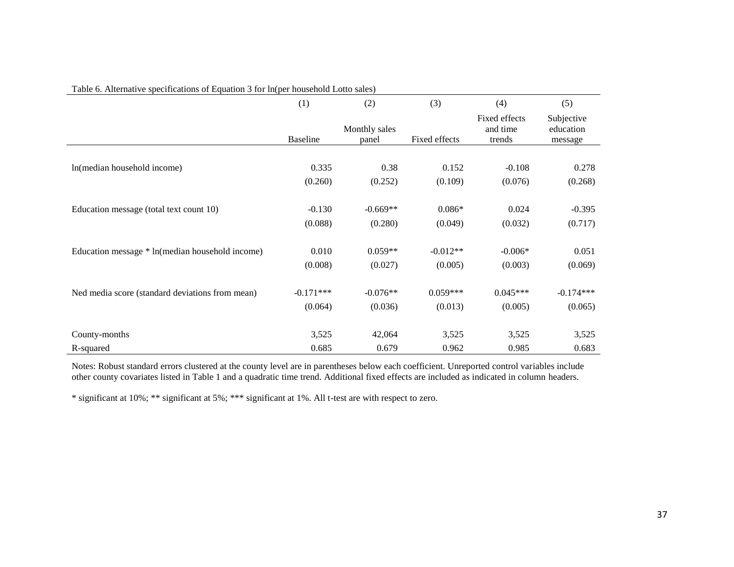Table 6. Alternative specifications of Equation 3 for ln(per household Lotto sales)

| | (1) | (2) | (3) | (4) | (5) |
|---|---|---|---|---|---|
| | Baseline | Monthly sales panel | Fixed effects | Fixed effects and time trends | Subjective education message |
| ln(median household income) | 0.335 | 0.38 | 0.152 | -0.108 | 0.278 |
| | (0.260) | (0.252) | (0.109) | (0.076) | (0.268) |
| Education message (total text count 10) | -0.130 | -0.669** | 0.086* | 0.024 | -0.395 |
| | (0.088) | (0.280) | (0.049) | (0.032) | (0.717) |
| Education message * ln(median household income) | 0.010 | 0.059** | -0.012** | -0.006* | 0.051 |
| | (0.008) | (0.027) | (0.005) | (0.003) | (0.069) |
| Ned media score (standard deviations from mean) | -0.171*** | -0.076** | 0.059*** | 0.045*** | -0.174*** |
| | (0.064) | (0.036) | (0.013) | (0.005) | (0.065) |
| County-months | 3,525 | 42,064 | 3,525 | 3,525 | 3,525 |
| R-squared | 0.685 | 0.679 | 0.962 | 0.985 | 0.683 |

Notes: Robust standard errors clustered at the county level are in parentheses below each coefficient. Unreported control variables include other county covariates listed in Table 1 and a quadratic time trend. Additional fixed effects are included as indicated in column headers.

* significant at 10%; ** significant at 5%; *** significant at 1%. All t-test are with respect to zero.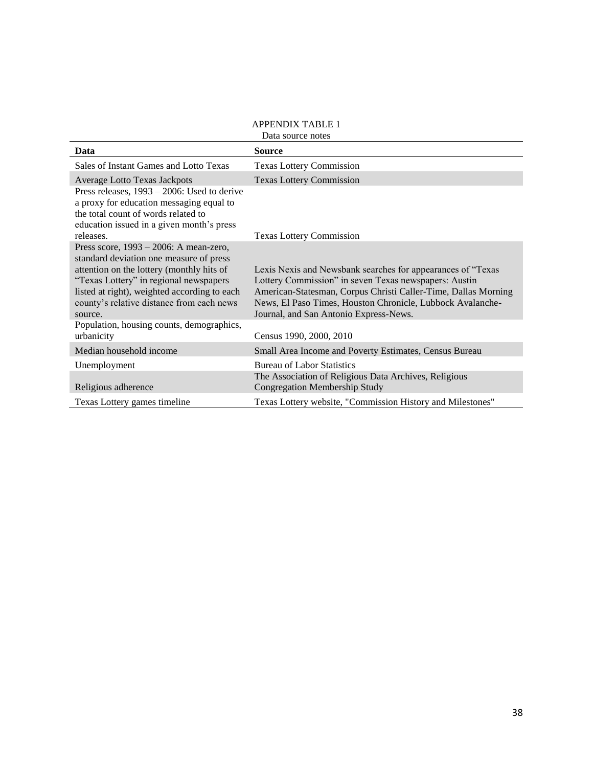APPENDIX TABLE 1

Data source notes

| Data | Source |
| --- | --- |
| Sales of Instant Games and Lotto Texas | Texas Lottery Commission |
| Average Lotto Texas Jackpots | Texas Lottery Commission |
| Press releases, 1993 – 2006: Used to derive a proxy for education messaging equal to the total count of words related to education issued in a given month's press releases. | Texas Lottery Commission |
| Press score, 1993 – 2006: A mean-zero, standard deviation one measure of press attention on the lottery (monthly hits of "Texas Lottery" in regional newspapers listed at right), weighted according to each county's relative distance from each news source. | Lexis Nexis and Newsbank searches for appearances of "Texas Lottery Commission" in seven Texas newspapers: Austin American-Statesman, Corpus Christi Caller-Time, Dallas Morning News, El Paso Times, Houston Chronicle, Lubbock Avalanche-Journal, and San Antonio Express-News. |
| Population, housing counts, demographics, urbanicity | Census 1990, 2000, 2010 |
| Median household income | Small Area Income and Poverty Estimates, Census Bureau |
| Unemployment | Bureau of Labor Statistics |
| Religious adherence | The Association of Religious Data Archives, Religious Congregation Membership Study |
| Texas Lottery games timeline | Texas Lottery website, "Commission History and Milestones" |